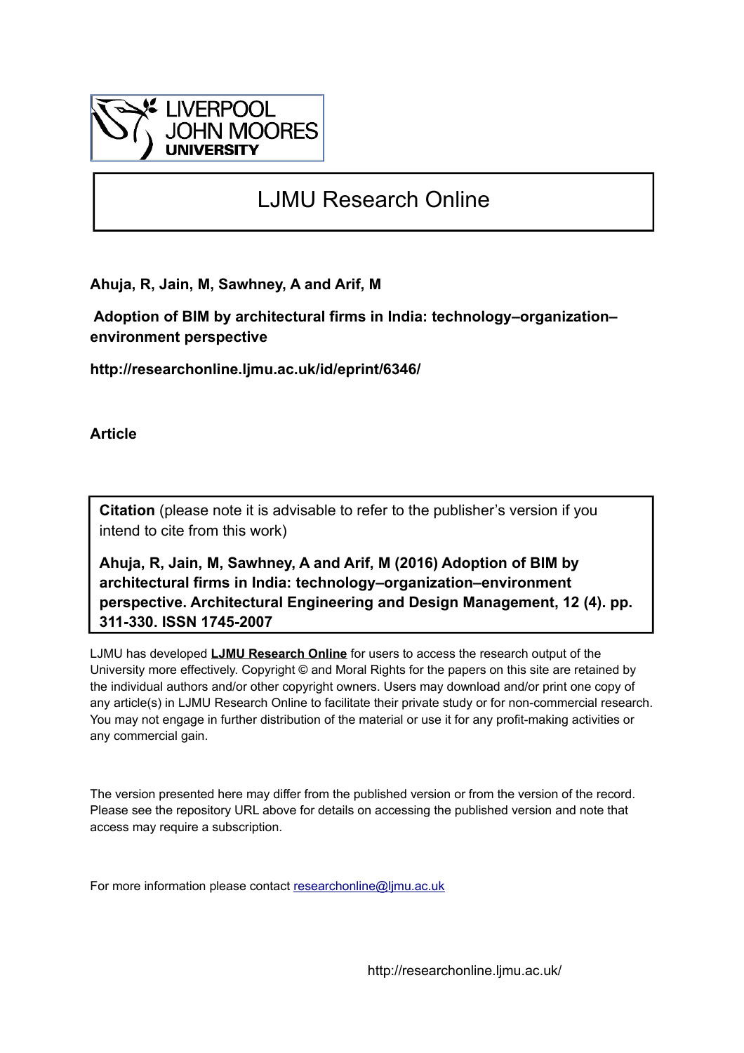LIVERPOOL JOHN MOORES UNIVERSITY

# LJMU Research Online

**Ahuja, R, Jain, M, Sawhney, A and Arif, M**

**Adoption of BIM by architectural firms in India: technology–organization–environment perspective**

**http://researchonline.ljmu.ac.uk/id/eprint/6346/**

**Article**

**Citation** (please note it is advisable to refer to the publisher's version if you intend to cite from this work)

**Ahuja, R, Jain, M, Sawhney, A and Arif, M (2016) Adoption of BIM by architectural firms in India: technology–organization–environment perspective. Architectural Engineering and Design Management, 12 (4). pp. 311-330. ISSN 1745-2007**

LJMU has developed **LJMU Research Online** for users to access the research output of the University more effectively. Copyright © and Moral Rights for the papers on this site are retained by the individual authors and/or other copyright owners. Users may download and/or print one copy of any article(s) in LJMU Research Online to facilitate their private study or for non-commercial research. You may not engage in further distribution of the material or use it for any profit-making activities or any commercial gain.

The version presented here may differ from the published version or from the version of the record. Please see the repository URL above for details on accessing the published version and note that access may require a subscription.

For more information please contact researchonline@ljmu.ac.uk

http://researchonline.ljmu.ac.uk/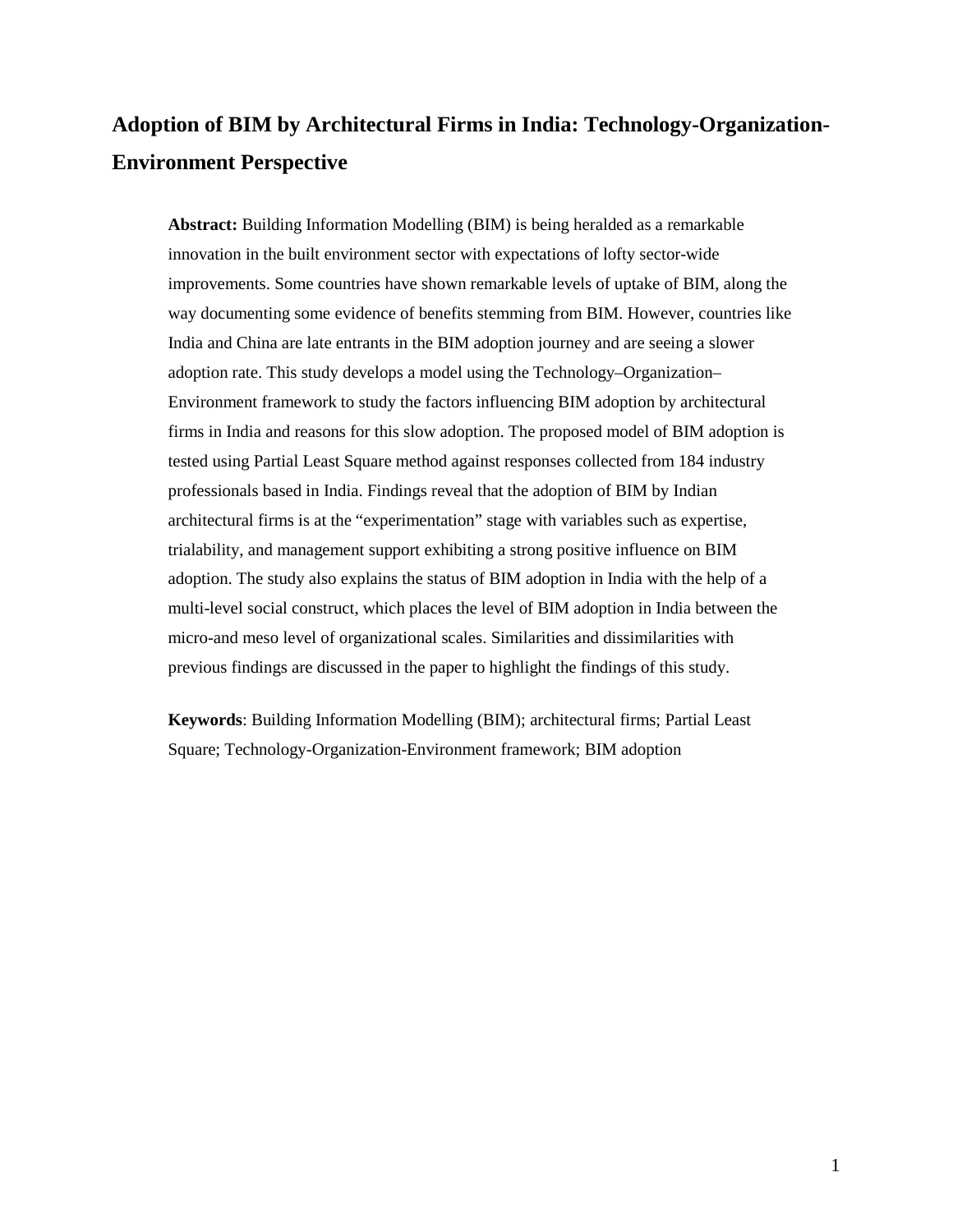# Adoption of BIM by Architectural Firms in India: Technology-Organization-Environment Perspective

**Abstract:** Building Information Modelling (BIM) is being heralded as a remarkable innovation in the built environment sector with expectations of lofty sector-wide improvements. Some countries have shown remarkable levels of uptake of BIM, along the way documenting some evidence of benefits stemming from BIM. However, countries like India and China are late entrants in the BIM adoption journey and are seeing a slower adoption rate. This study develops a model using the Technology–Organization–Environment framework to study the factors influencing BIM adoption by architectural firms in India and reasons for this slow adoption. The proposed model of BIM adoption is tested using Partial Least Square method against responses collected from 184 industry professionals based in India. Findings reveal that the adoption of BIM by Indian architectural firms is at the "experimentation" stage with variables such as expertise, trialability, and management support exhibiting a strong positive influence on BIM adoption. The study also explains the status of BIM adoption in India with the help of a multi-level social construct, which places the level of BIM adoption in India between the micro-and meso level of organizational scales. Similarities and dissimilarities with previous findings are discussed in the paper to highlight the findings of this study.

**Keywords**: Building Information Modelling (BIM); architectural firms; Partial Least Square; Technology-Organization-Environment framework; BIM adoption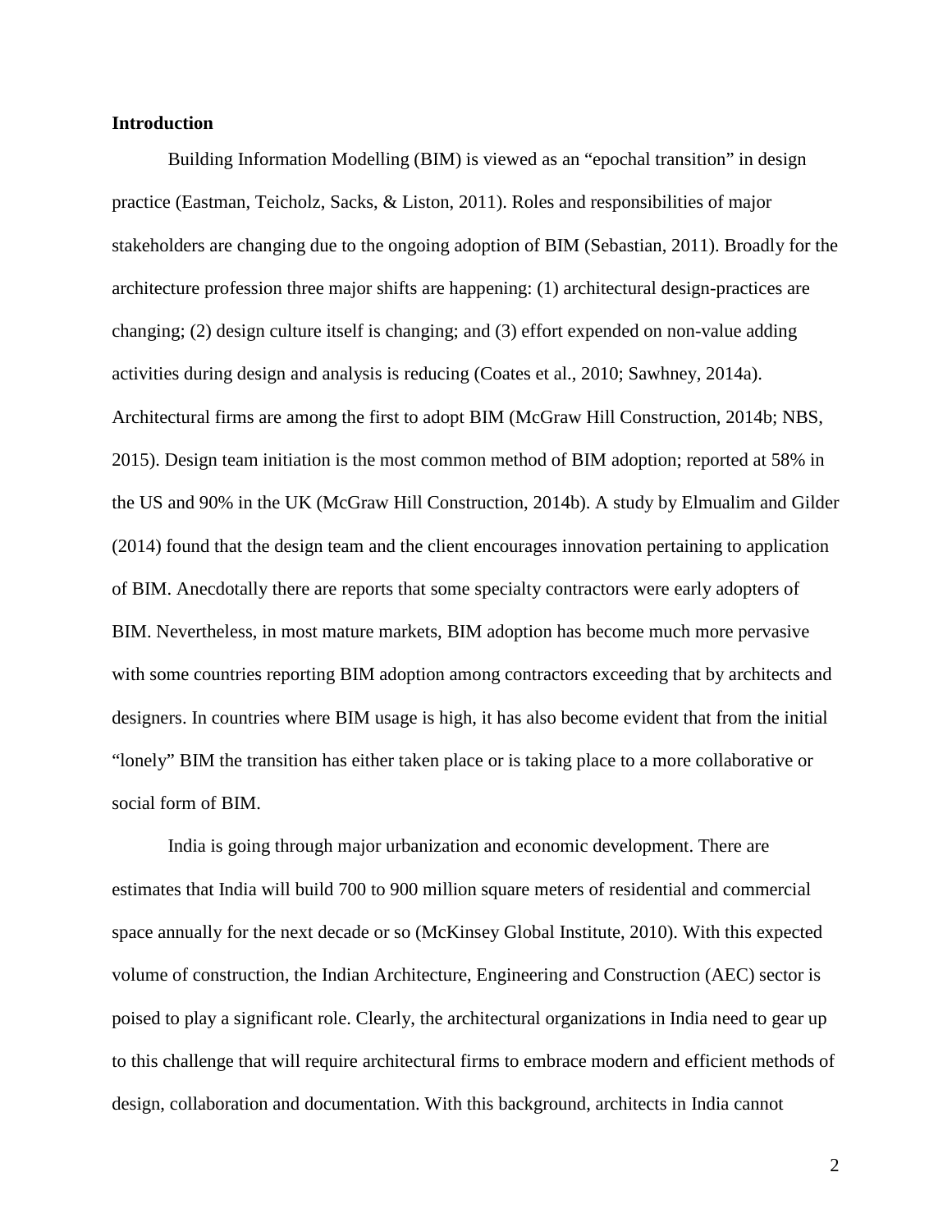## Introduction

Building Information Modelling (BIM) is viewed as an "epochal transition" in design practice (Eastman, Teicholz, Sacks, & Liston, 2011). Roles and responsibilities of major stakeholders are changing due to the ongoing adoption of BIM (Sebastian, 2011). Broadly for the architecture profession three major shifts are happening: (1) architectural design-practices are changing; (2) design culture itself is changing; and (3) effort expended on non-value adding activities during design and analysis is reducing (Coates et al., 2010; Sawhney, 2014a). Architectural firms are among the first to adopt BIM (McGraw Hill Construction, 2014b; NBS, 2015). Design team initiation is the most common method of BIM adoption; reported at 58% in the US and 90% in the UK (McGraw Hill Construction, 2014b). A study by Elmualim and Gilder (2014) found that the design team and the client encourages innovation pertaining to application of BIM. Anecdotally there are reports that some specialty contractors were early adopters of BIM. Nevertheless, in most mature markets, BIM adoption has become much more pervasive with some countries reporting BIM adoption among contractors exceeding that by architects and designers. In countries where BIM usage is high, it has also become evident that from the initial "lonely" BIM the transition has either taken place or is taking place to a more collaborative or social form of BIM.

India is going through major urbanization and economic development. There are estimates that India will build 700 to 900 million square meters of residential and commercial space annually for the next decade or so (McKinsey Global Institute, 2010). With this expected volume of construction, the Indian Architecture, Engineering and Construction (AEC) sector is poised to play a significant role. Clearly, the architectural organizations in India need to gear up to this challenge that will require architectural firms to embrace modern and efficient methods of design, collaboration and documentation. With this background, architects in India cannot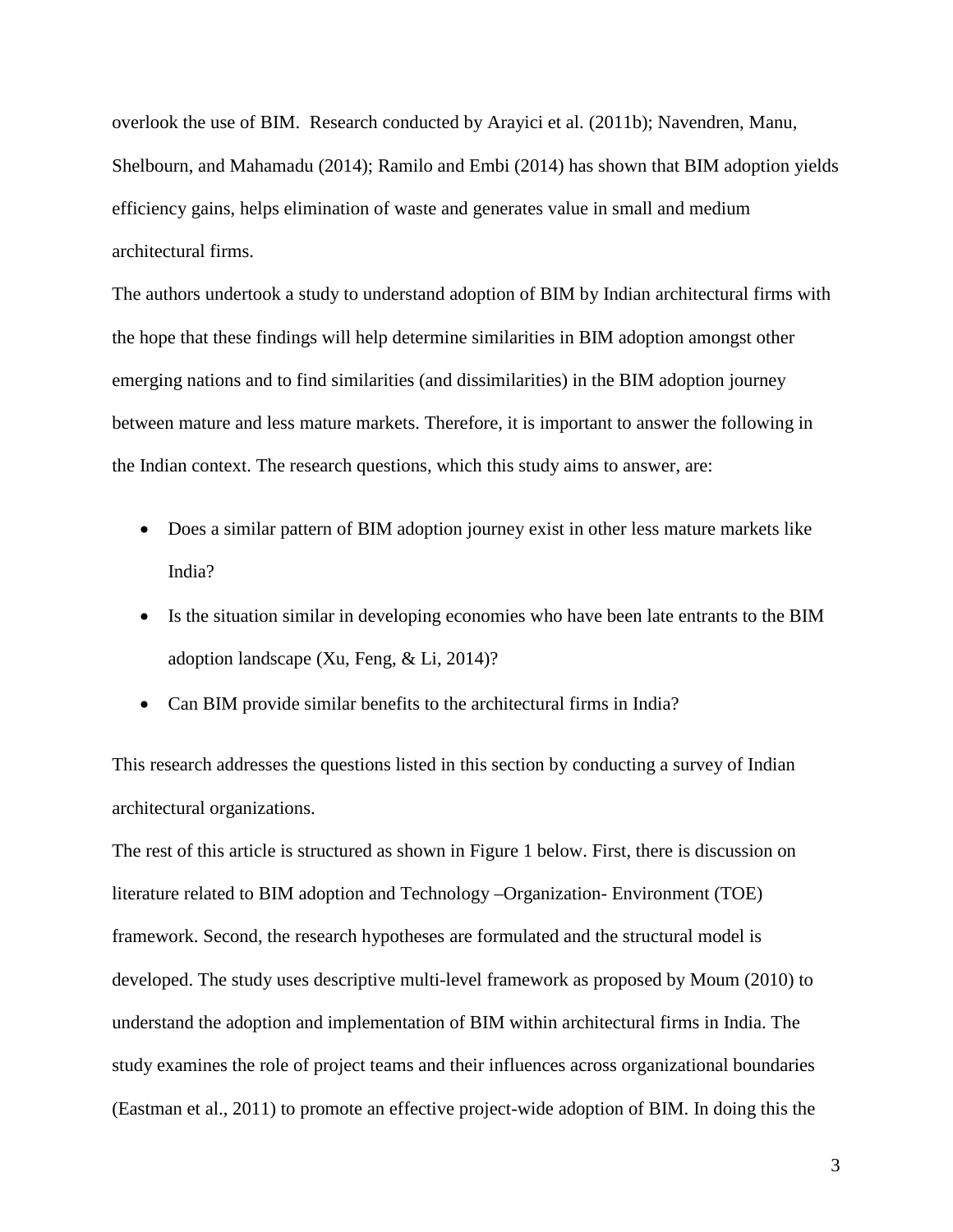overlook the use of BIM. Research conducted by Arayici et al. (2011b); Navendren, Manu, Shelbourn, and Mahamadu (2014); Ramilo and Embi (2014) has shown that BIM adoption yields efficiency gains, helps elimination of waste and generates value in small and medium architectural firms.

The authors undertook a study to understand adoption of BIM by Indian architectural firms with the hope that these findings will help determine similarities in BIM adoption amongst other emerging nations and to find similarities (and dissimilarities) in the BIM adoption journey between mature and less mature markets. Therefore, it is important to answer the following in the Indian context. The research questions, which this study aims to answer, are:

- Does a similar pattern of BIM adoption journey exist in other less mature markets like India?
- Is the situation similar in developing economies who have been late entrants to the BIM adoption landscape (Xu, Feng, & Li, 2014)?
- Can BIM provide similar benefits to the architectural firms in India?

This research addresses the questions listed in this section by conducting a survey of Indian architectural organizations.

The rest of this article is structured as shown in Figure 1 below. First, there is discussion on literature related to BIM adoption and Technology –Organization- Environment (TOE) framework. Second, the research hypotheses are formulated and the structural model is developed. The study uses descriptive multi-level framework as proposed by Moum (2010) to understand the adoption and implementation of BIM within architectural firms in India. The study examines the role of project teams and their influences across organizational boundaries (Eastman et al., 2011) to promote an effective project-wide adoption of BIM. In doing this the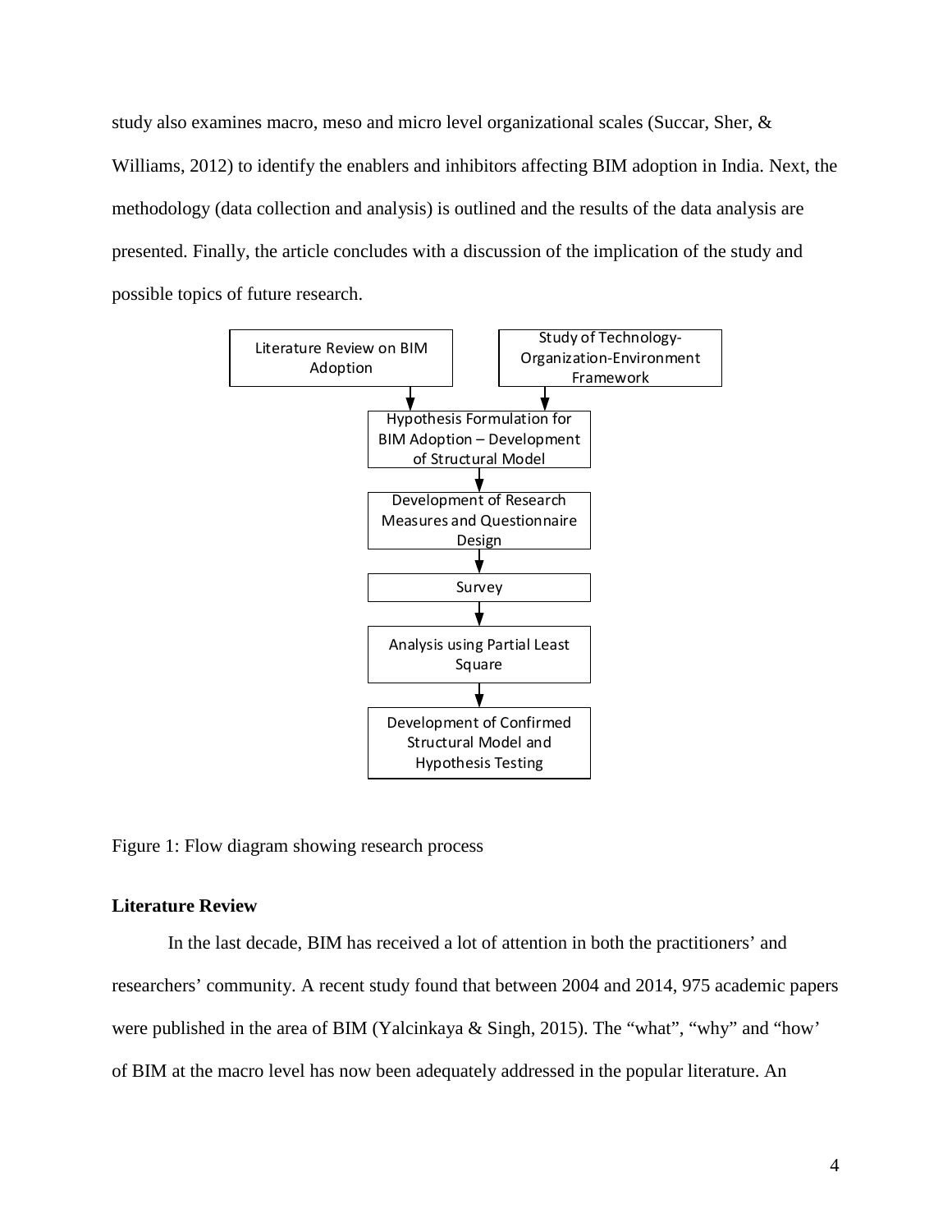study also examines macro, meso and micro level organizational scales (Succar, Sher, & Williams, 2012) to identify the enablers and inhibitors affecting BIM adoption in India. Next, the methodology (data collection and analysis) is outlined and the results of the data analysis are presented. Finally, the article concludes with a discussion of the implication of the study and possible topics of future research.

```
Literature Review on BIM Adoption        Study of Technology-Organization-Environment Framework
                 |                                            |
                 v                                            v
   Hypothesis Formulation for BIM Adoption – Development of Structural Model
                                    |
                                    v
        Development of Research Measures and Questionnaire Design
                                    |
                                    v
                                 Survey
                                    |
                                    v
                  Analysis using Partial Least Square
                                    |
                                    v
   Development of Confirmed Structural Model and Hypothesis Testing
```

Figure 1: Flow diagram showing research process

## Literature Review

In the last decade, BIM has received a lot of attention in both the practitioners' and researchers' community. A recent study found that between 2004 and 2014, 975 academic papers were published in the area of BIM (Yalcinkaya & Singh, 2015). The "what", "why" and "how' of BIM at the macro level has now been adequately addressed in the popular literature. An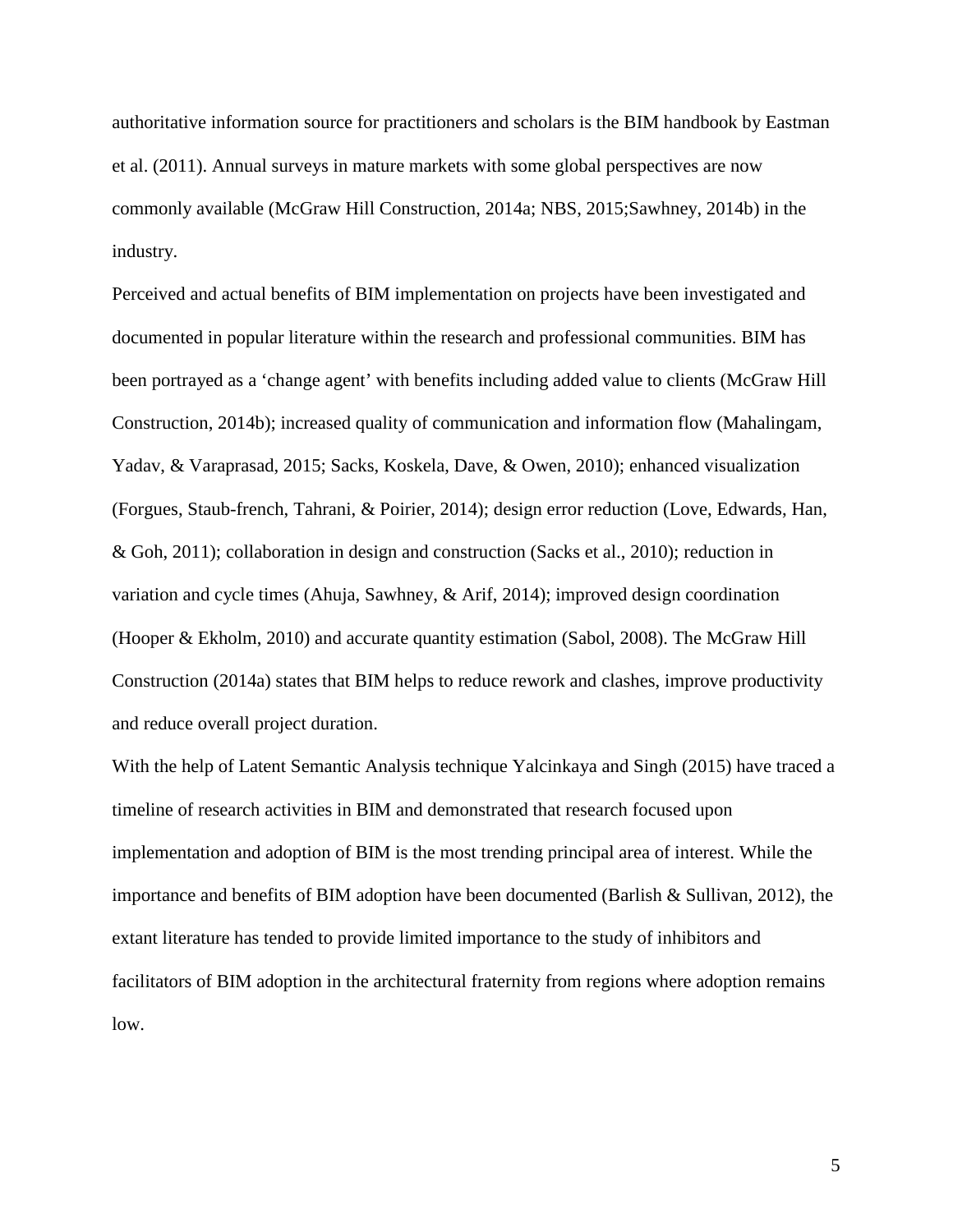authoritative information source for practitioners and scholars is the BIM handbook by Eastman et al. (2011). Annual surveys in mature markets with some global perspectives are now commonly available (McGraw Hill Construction, 2014a; NBS, 2015;Sawhney, 2014b) in the industry.

Perceived and actual benefits of BIM implementation on projects have been investigated and documented in popular literature within the research and professional communities. BIM has been portrayed as a 'change agent' with benefits including added value to clients (McGraw Hill Construction, 2014b); increased quality of communication and information flow (Mahalingam, Yadav, & Varaprasad, 2015; Sacks, Koskela, Dave, & Owen, 2010); enhanced visualization (Forgues, Staub-french, Tahrani, & Poirier, 2014); design error reduction (Love, Edwards, Han, & Goh, 2011); collaboration in design and construction (Sacks et al., 2010); reduction in variation and cycle times (Ahuja, Sawhney, & Arif, 2014); improved design coordination (Hooper & Ekholm, 2010) and accurate quantity estimation (Sabol, 2008). The McGraw Hill Construction (2014a) states that BIM helps to reduce rework and clashes, improve productivity and reduce overall project duration.

With the help of Latent Semantic Analysis technique Yalcinkaya and Singh (2015) have traced a timeline of research activities in BIM and demonstrated that research focused upon implementation and adoption of BIM is the most trending principal area of interest. While the importance and benefits of BIM adoption have been documented (Barlish & Sullivan, 2012), the extant literature has tended to provide limited importance to the study of inhibitors and facilitators of BIM adoption in the architectural fraternity from regions where adoption remains low.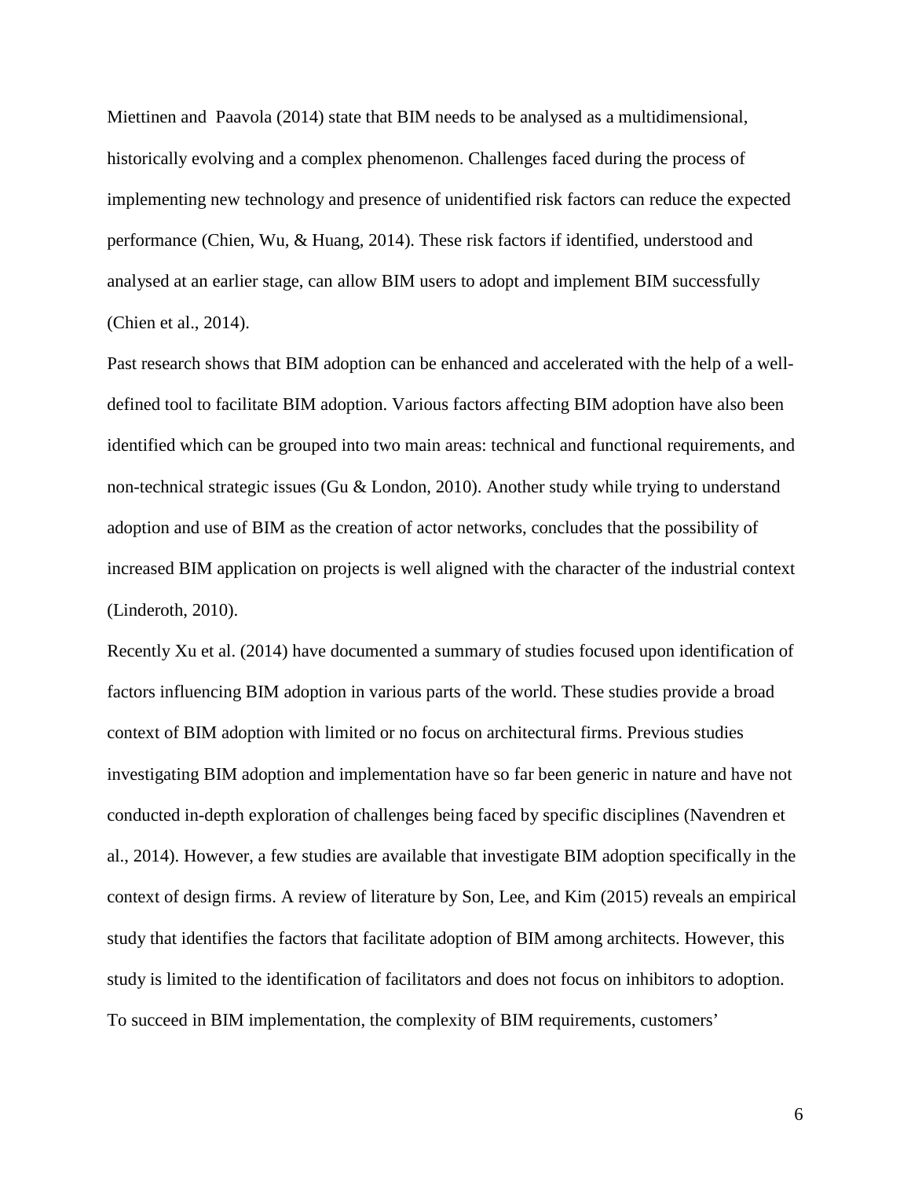Miettinen and  Paavola (2014) state that BIM needs to be analysed as a multidimensional, historically evolving and a complex phenomenon. Challenges faced during the process of implementing new technology and presence of unidentified risk factors can reduce the expected performance (Chien, Wu, & Huang, 2014). These risk factors if identified, understood and analysed at an earlier stage, can allow BIM users to adopt and implement BIM successfully (Chien et al., 2014).

Past research shows that BIM adoption can be enhanced and accelerated with the help of a well-defined tool to facilitate BIM adoption. Various factors affecting BIM adoption have also been identified which can be grouped into two main areas: technical and functional requirements, and non-technical strategic issues (Gu & London, 2010). Another study while trying to understand adoption and use of BIM as the creation of actor networks, concludes that the possibility of increased BIM application on projects is well aligned with the character of the industrial context (Linderoth, 2010).

Recently Xu et al. (2014) have documented a summary of studies focused upon identification of factors influencing BIM adoption in various parts of the world. These studies provide a broad context of BIM adoption with limited or no focus on architectural firms. Previous studies investigating BIM adoption and implementation have so far been generic in nature and have not conducted in-depth exploration of challenges being faced by specific disciplines (Navendren et al., 2014). However, a few studies are available that investigate BIM adoption specifically in the context of design firms. A review of literature by Son, Lee, and Kim (2015) reveals an empirical study that identifies the factors that facilitate adoption of BIM among architects. However, this study is limited to the identification of facilitators and does not focus on inhibitors to adoption. To succeed in BIM implementation, the complexity of BIM requirements, customers'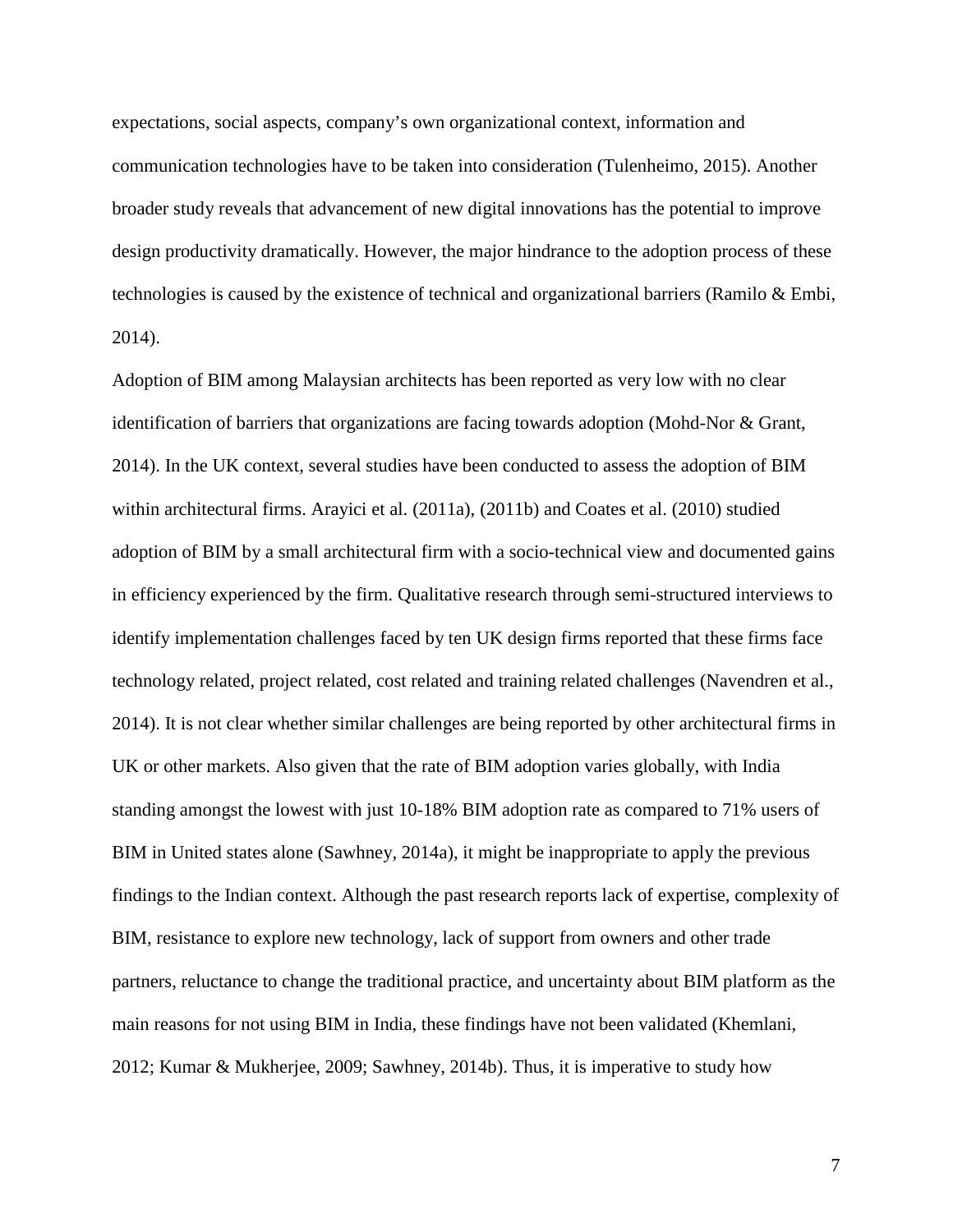expectations, social aspects, company's own organizational context, information and communication technologies have to be taken into consideration (Tulenheimo, 2015). Another broader study reveals that advancement of new digital innovations has the potential to improve design productivity dramatically. However, the major hindrance to the adoption process of these technologies is caused by the existence of technical and organizational barriers (Ramilo & Embi, 2014).

Adoption of BIM among Malaysian architects has been reported as very low with no clear identification of barriers that organizations are facing towards adoption (Mohd-Nor & Grant, 2014). In the UK context, several studies have been conducted to assess the adoption of BIM within architectural firms. Arayici et al. (2011a), (2011b) and Coates et al. (2010) studied adoption of BIM by a small architectural firm with a socio-technical view and documented gains in efficiency experienced by the firm. Qualitative research through semi-structured interviews to identify implementation challenges faced by ten UK design firms reported that these firms face technology related, project related, cost related and training related challenges (Navendren et al., 2014). It is not clear whether similar challenges are being reported by other architectural firms in UK or other markets. Also given that the rate of BIM adoption varies globally, with India standing amongst the lowest with just 10-18% BIM adoption rate as compared to 71% users of BIM in United states alone (Sawhney, 2014a), it might be inappropriate to apply the previous findings to the Indian context. Although the past research reports lack of expertise, complexity of BIM, resistance to explore new technology, lack of support from owners and other trade partners, reluctance to change the traditional practice, and uncertainty about BIM platform as the main reasons for not using BIM in India, these findings have not been validated (Khemlani, 2012; Kumar & Mukherjee, 2009; Sawhney, 2014b). Thus, it is imperative to study how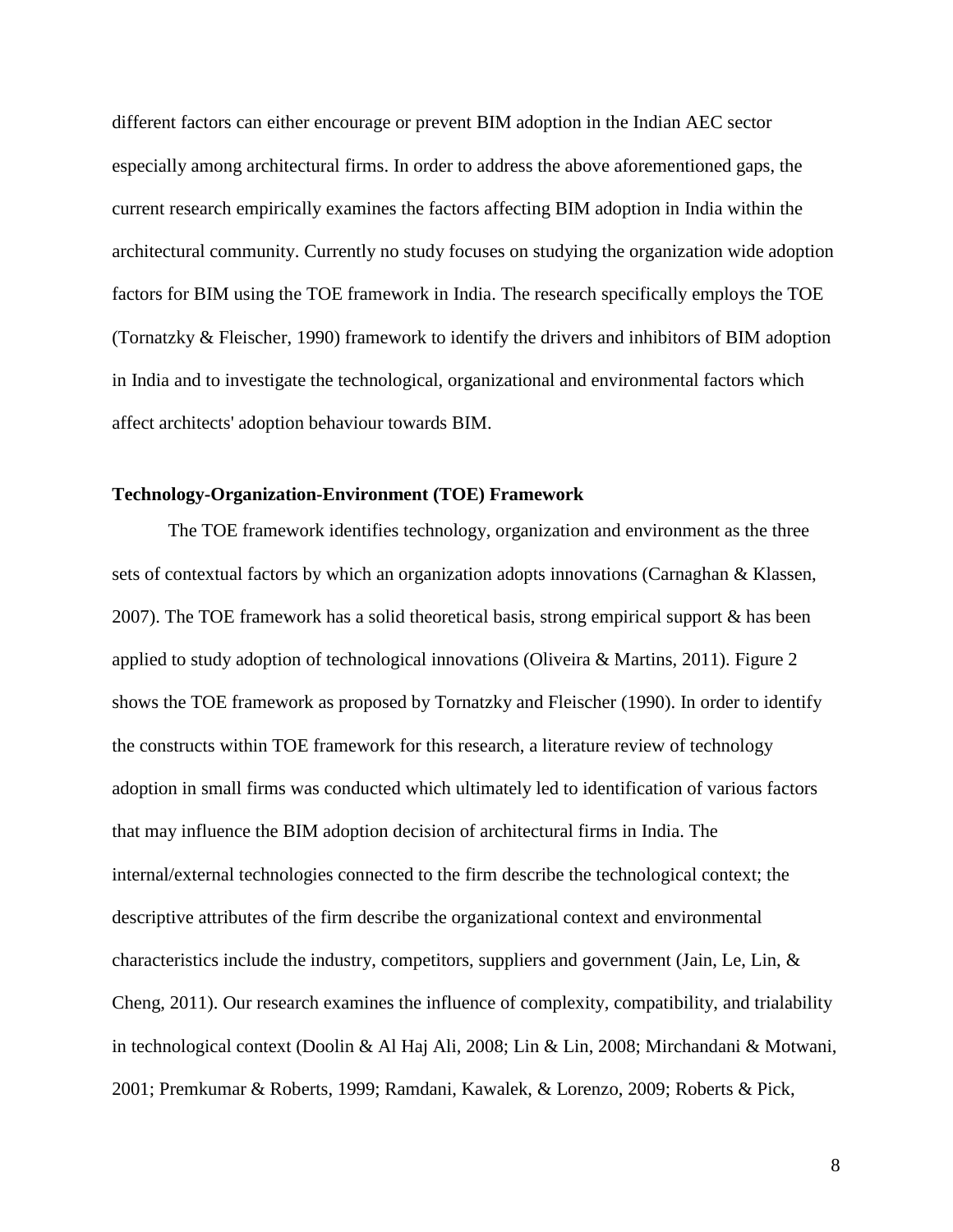different factors can either encourage or prevent BIM adoption in the Indian AEC sector especially among architectural firms. In order to address the above aforementioned gaps, the current research empirically examines the factors affecting BIM adoption in India within the architectural community. Currently no study focuses on studying the organization wide adoption factors for BIM using the TOE framework in India. The research specifically employs the TOE (Tornatzky & Fleischer, 1990) framework to identify the drivers and inhibitors of BIM adoption in India and to investigate the technological, organizational and environmental factors which affect architects' adoption behaviour towards BIM.

**Technology-Organization-Environment (TOE) Framework**

The TOE framework identifies technology, organization and environment as the three sets of contextual factors by which an organization adopts innovations (Carnaghan & Klassen, 2007). The TOE framework has a solid theoretical basis, strong empirical support & has been applied to study adoption of technological innovations (Oliveira & Martins, 2011). Figure 2 shows the TOE framework as proposed by Tornatzky and Fleischer (1990). In order to identify the constructs within TOE framework for this research, a literature review of technology adoption in small firms was conducted which ultimately led to identification of various factors that may influence the BIM adoption decision of architectural firms in India. The internal/external technologies connected to the firm describe the technological context; the descriptive attributes of the firm describe the organizational context and environmental characteristics include the industry, competitors, suppliers and government (Jain, Le, Lin, & Cheng, 2011). Our research examines the influence of complexity, compatibility, and trialability in technological context (Doolin & Al Haj Ali, 2008; Lin & Lin, 2008; Mirchandani & Motwani, 2001; Premkumar & Roberts, 1999; Ramdani, Kawalek, & Lorenzo, 2009; Roberts & Pick,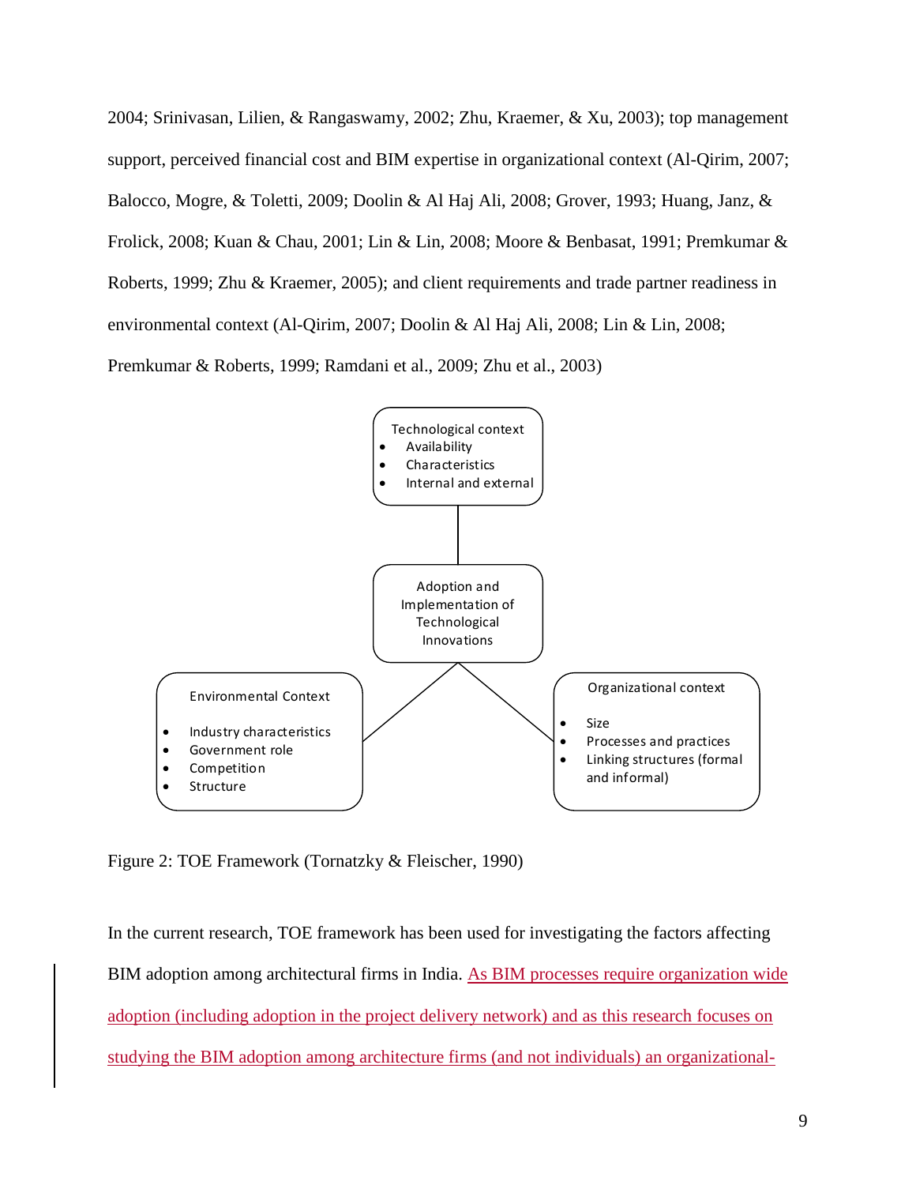2004; Srinivasan, Lilien, & Rangaswamy, 2002; Zhu, Kraemer, & Xu, 2003); top management support, perceived financial cost and BIM expertise in organizational context (Al-Qirim, 2007; Balocco, Mogre, & Toletti, 2009; Doolin & Al Haj Ali, 2008; Grover, 1993; Huang, Janz, & Frolick, 2008; Kuan & Chau, 2001; Lin & Lin, 2008; Moore & Benbasat, 1991; Premkumar & Roberts, 1999; Zhu & Kraemer, 2005); and client requirements and trade partner readiness in environmental context (Al-Qirim, 2007; Doolin & Al Haj Ali, 2008; Lin & Lin, 2008; Premkumar & Roberts, 1999; Ramdani et al., 2009; Zhu et al., 2003)

Technological context
- Availability
- Characteristics
- Internal and external

Adoption and Implementation of Technological Innovations

Environmental Context
- Industry characteristics
- Government role
- Competition
- Structure

Organizational context
- Size
- Processes and practices
- Linking structures (formal and informal)

Figure 2: TOE Framework (Tornatzky & Fleischer, 1990)

In the current research, TOE framework has been used for investigating the factors affecting BIM adoption among architectural firms in India. As BIM processes require organization wide adoption (including adoption in the project delivery network) and as this research focuses on studying the BIM adoption among architecture firms (and not individuals) an organizational-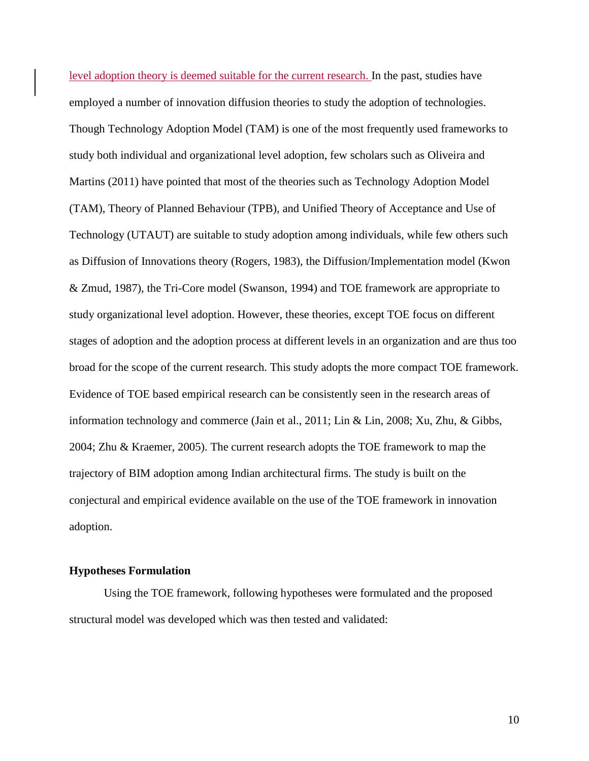level adoption theory is deemed suitable for the current research. In the past, studies have employed a number of innovation diffusion theories to study the adoption of technologies. Though Technology Adoption Model (TAM) is one of the most frequently used frameworks to study both individual and organizational level adoption, few scholars such as Oliveira and Martins (2011) have pointed that most of the theories such as Technology Adoption Model (TAM), Theory of Planned Behaviour (TPB), and Unified Theory of Acceptance and Use of Technology (UTAUT) are suitable to study adoption among individuals, while few others such as Diffusion of Innovations theory (Rogers, 1983), the Diffusion/Implementation model (Kwon & Zmud, 1987), the Tri-Core model (Swanson, 1994) and TOE framework are appropriate to study organizational level adoption. However, these theories, except TOE focus on different stages of adoption and the adoption process at different levels in an organization and are thus too broad for the scope of the current research. This study adopts the more compact TOE framework. Evidence of TOE based empirical research can be consistently seen in the research areas of information technology and commerce (Jain et al., 2011; Lin & Lin, 2008; Xu, Zhu, & Gibbs, 2004; Zhu & Kraemer, 2005). The current research adopts the TOE framework to map the trajectory of BIM adoption among Indian architectural firms. The study is built on the conjectural and empirical evidence available on the use of the TOE framework in innovation adoption.

**Hypotheses Formulation**

Using the TOE framework, following hypotheses were formulated and the proposed structural model was developed which was then tested and validated: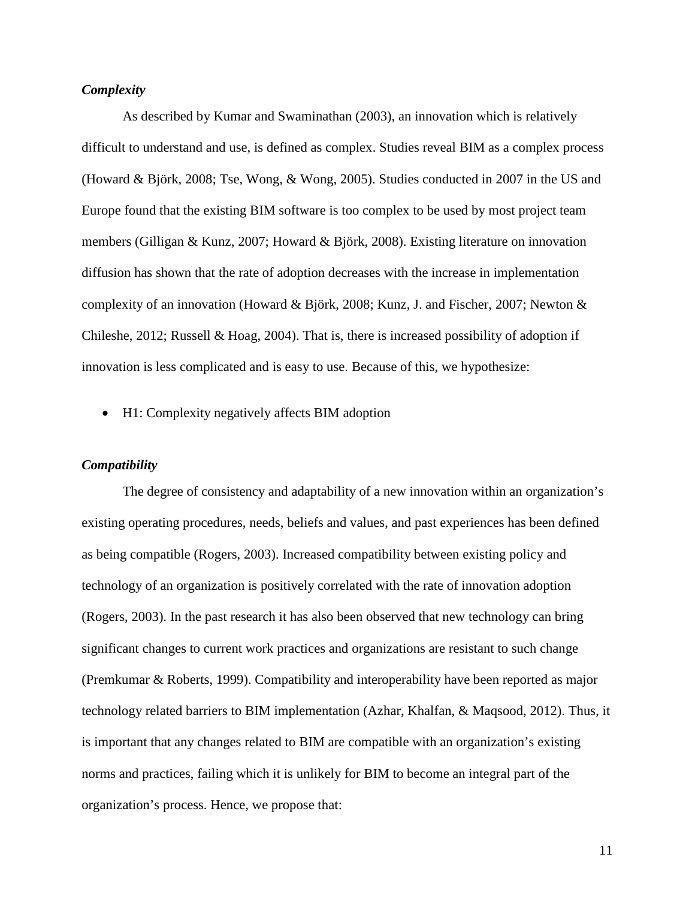***Complexity***

As described by Kumar and Swaminathan (2003), an innovation which is relatively difficult to understand and use, is defined as complex. Studies reveal BIM as a complex process (Howard & Björk, 2008; Tse, Wong, & Wong, 2005). Studies conducted in 2007 in the US and Europe found that the existing BIM software is too complex to be used by most project team members (Gilligan & Kunz, 2007; Howard & Björk, 2008). Existing literature on innovation diffusion has shown that the rate of adoption decreases with the increase in implementation complexity of an innovation (Howard & Björk, 2008; Kunz, J. and Fischer, 2007; Newton & Chileshe, 2012; Russell & Hoag, 2004). That is, there is increased possibility of adoption if innovation is less complicated and is easy to use. Because of this, we hypothesize:

- H1: Complexity negatively affects BIM adoption

***Compatibility***

The degree of consistency and adaptability of a new innovation within an organization's existing operating procedures, needs, beliefs and values, and past experiences has been defined as being compatible (Rogers, 2003). Increased compatibility between existing policy and technology of an organization is positively correlated with the rate of innovation adoption (Rogers, 2003). In the past research it has also been observed that new technology can bring significant changes to current work practices and organizations are resistant to such change (Premkumar & Roberts, 1999). Compatibility and interoperability have been reported as major technology related barriers to BIM implementation (Azhar, Khalfan, & Maqsood, 2012). Thus, it is important that any changes related to BIM are compatible with an organization's existing norms and practices, failing which it is unlikely for BIM to become an integral part of the organization's process. Hence, we propose that: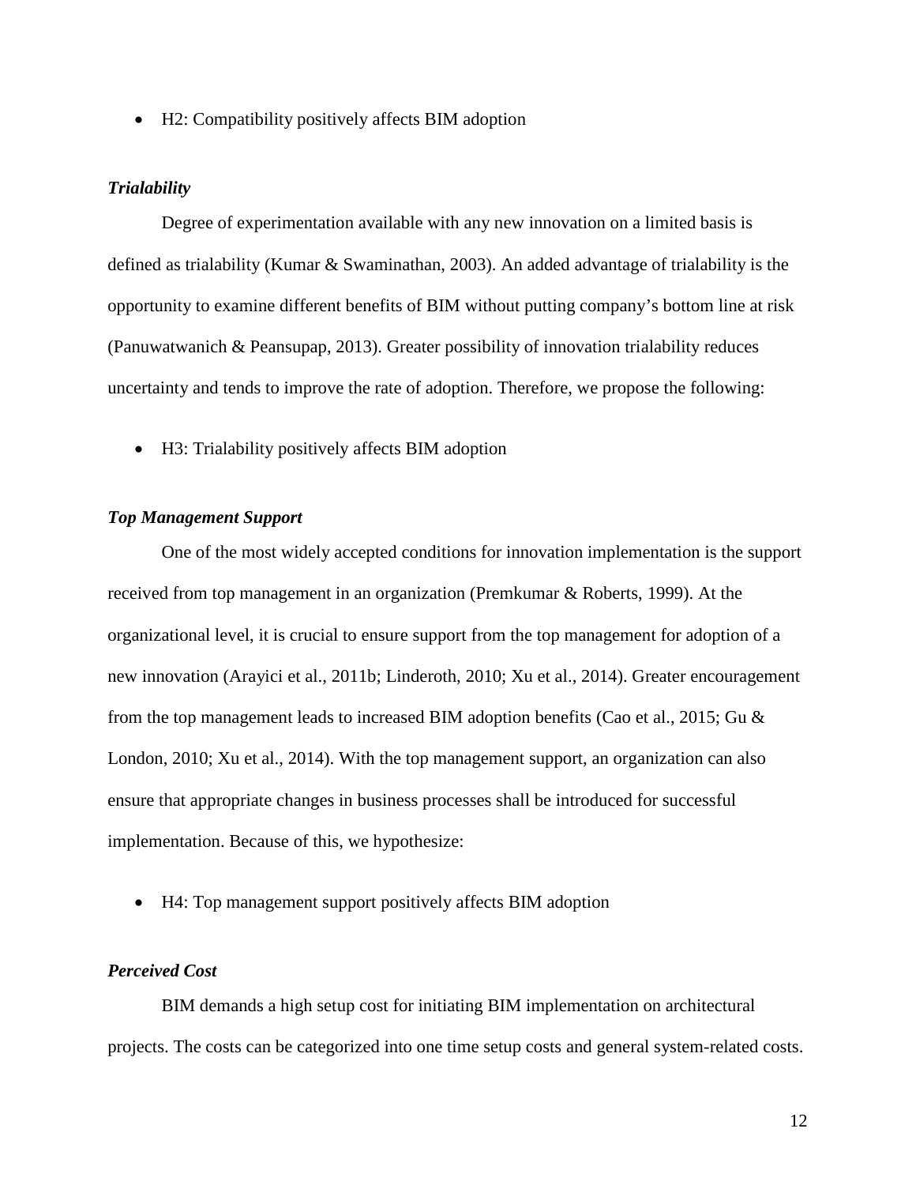- H2: Compatibility positively affects BIM adoption

***Trialability***

Degree of experimentation available with any new innovation on a limited basis is defined as trialability (Kumar & Swaminathan, 2003). An added advantage of trialability is the opportunity to examine different benefits of BIM without putting company's bottom line at risk (Panuwatwanich & Peansupap, 2013). Greater possibility of innovation trialability reduces uncertainty and tends to improve the rate of adoption. Therefore, we propose the following:

- H3: Trialability positively affects BIM adoption

***Top Management Support***

One of the most widely accepted conditions for innovation implementation is the support received from top management in an organization (Premkumar & Roberts, 1999). At the organizational level, it is crucial to ensure support from the top management for adoption of a new innovation (Arayici et al., 2011b; Linderoth, 2010; Xu et al., 2014). Greater encouragement from the top management leads to increased BIM adoption benefits (Cao et al., 2015; Gu & London, 2010; Xu et al., 2014). With the top management support, an organization can also ensure that appropriate changes in business processes shall be introduced for successful implementation. Because of this, we hypothesize:

- H4: Top management support positively affects BIM adoption

***Perceived Cost***

BIM demands a high setup cost for initiating BIM implementation on architectural projects. The costs can be categorized into one time setup costs and general system-related costs.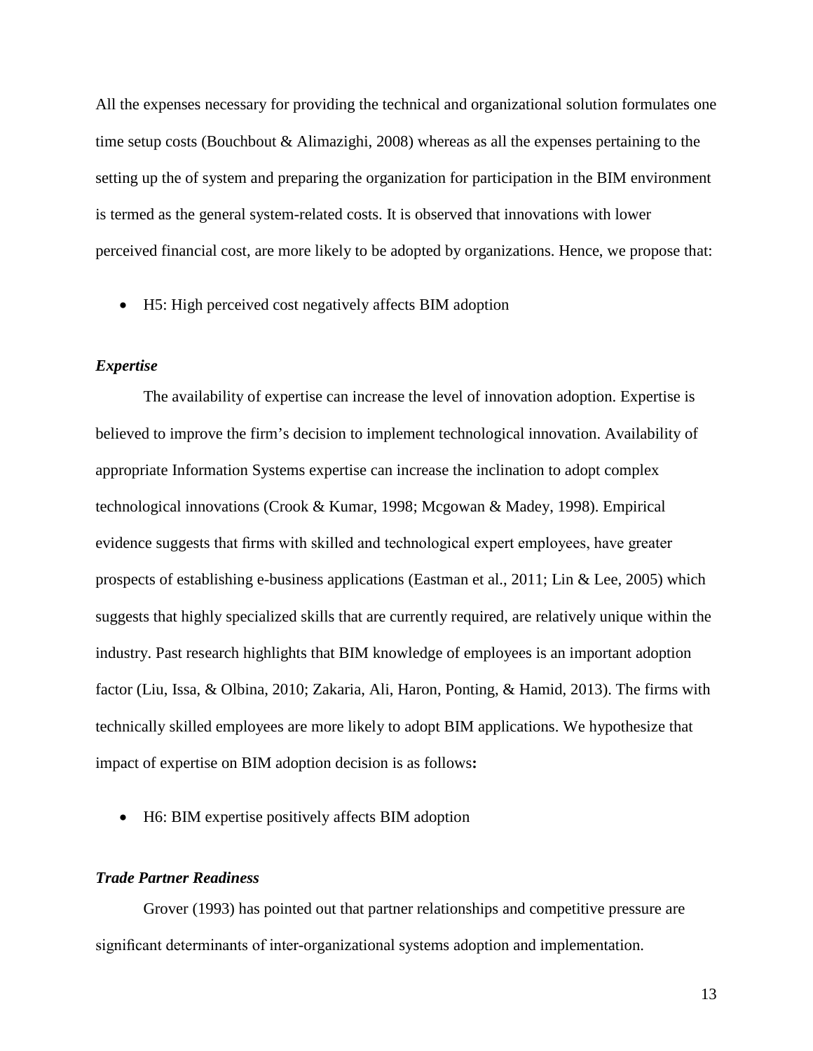All the expenses necessary for providing the technical and organizational solution formulates one time setup costs (Bouchbout & Alimazighi, 2008) whereas as all the expenses pertaining to the setting up the of system and preparing the organization for participation in the BIM environment is termed as the general system-related costs. It is observed that innovations with lower perceived financial cost, are more likely to be adopted by organizations. Hence, we propose that:

- H5: High perceived cost negatively affects BIM adoption

### *Expertise*

The availability of expertise can increase the level of innovation adoption. Expertise is believed to improve the firm's decision to implement technological innovation. Availability of appropriate Information Systems expertise can increase the inclination to adopt complex technological innovations (Crook & Kumar, 1998; Mcgowan & Madey, 1998). Empirical evidence suggests that firms with skilled and technological expert employees, have greater prospects of establishing e-business applications (Eastman et al., 2011; Lin & Lee, 2005) which suggests that highly specialized skills that are currently required, are relatively unique within the industry. Past research highlights that BIM knowledge of employees is an important adoption factor (Liu, Issa, & Olbina, 2010; Zakaria, Ali, Haron, Ponting, & Hamid, 2013). The firms with technically skilled employees are more likely to adopt BIM applications. We hypothesize that impact of expertise on BIM adoption decision is as follows**:**

- H6: BIM expertise positively affects BIM adoption

### *Trade Partner Readiness*

Grover (1993) has pointed out that partner relationships and competitive pressure are significant determinants of inter-organizational systems adoption and implementation.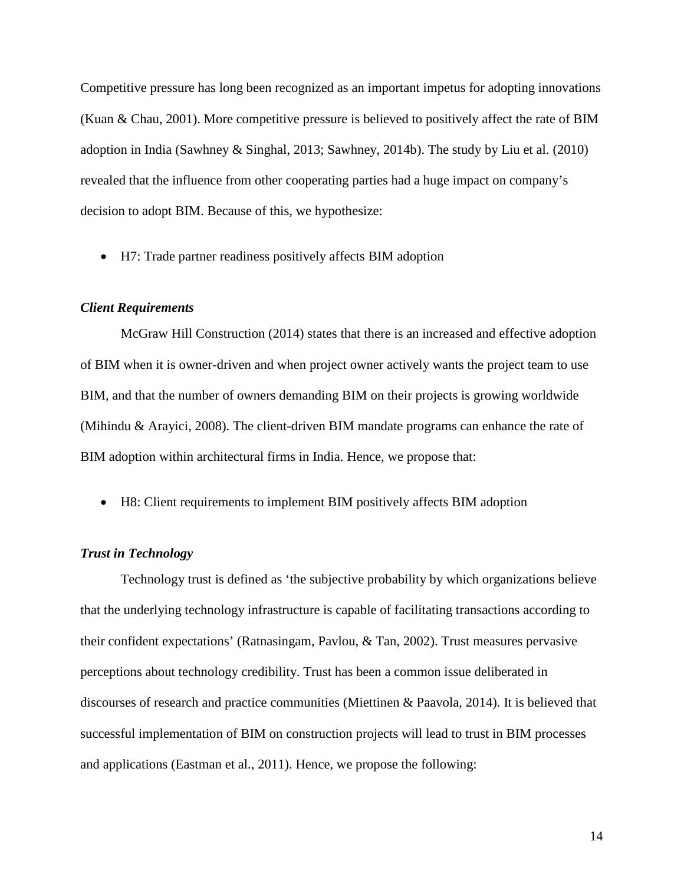Competitive pressure has long been recognized as an important impetus for adopting innovations (Kuan & Chau, 2001). More competitive pressure is believed to positively affect the rate of BIM adoption in India (Sawhney & Singhal, 2013; Sawhney, 2014b). The study by Liu et al. (2010) revealed that the influence from other cooperating parties had a huge impact on company's decision to adopt BIM. Because of this, we hypothesize:

- H7: Trade partner readiness positively affects BIM adoption

***Client Requirements***

McGraw Hill Construction (2014) states that there is an increased and effective adoption of BIM when it is owner-driven and when project owner actively wants the project team to use BIM, and that the number of owners demanding BIM on their projects is growing worldwide (Mihindu & Arayici, 2008). The client-driven BIM mandate programs can enhance the rate of BIM adoption within architectural firms in India. Hence, we propose that:

- H8: Client requirements to implement BIM positively affects BIM adoption

***Trust in Technology***

Technology trust is defined as 'the subjective probability by which organizations believe that the underlying technology infrastructure is capable of facilitating transactions according to their confident expectations' (Ratnasingam, Pavlou, & Tan, 2002). Trust measures pervasive perceptions about technology credibility. Trust has been a common issue deliberated in discourses of research and practice communities (Miettinen & Paavola, 2014). It is believed that successful implementation of BIM on construction projects will lead to trust in BIM processes and applications (Eastman et al., 2011). Hence, we propose the following: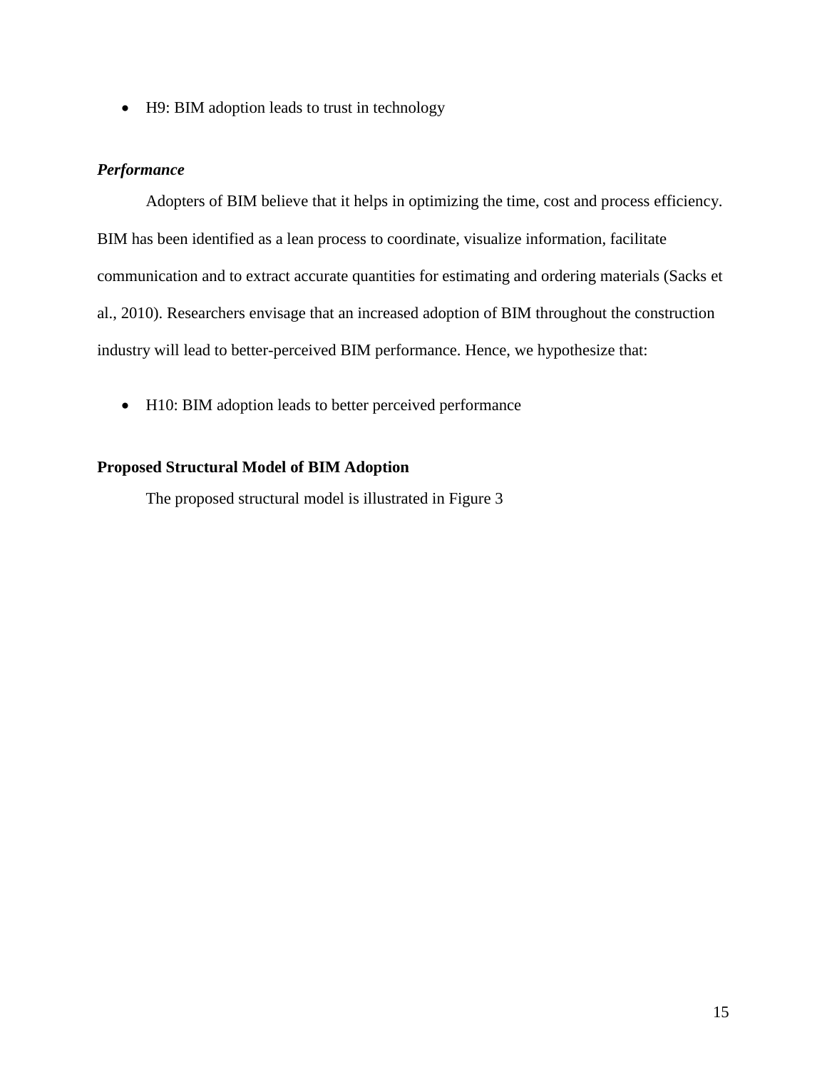- H9: BIM adoption leads to trust in technology

### *Performance*

Adopters of BIM believe that it helps in optimizing the time, cost and process efficiency. BIM has been identified as a lean process to coordinate, visualize information, facilitate communication and to extract accurate quantities for estimating and ordering materials (Sacks et al., 2010). Researchers envisage that an increased adoption of BIM throughout the construction industry will lead to better-perceived BIM performance. Hence, we hypothesize that:

- H10: BIM adoption leads to better perceived performance

## **Proposed Structural Model of BIM Adoption**

The proposed structural model is illustrated in Figure 3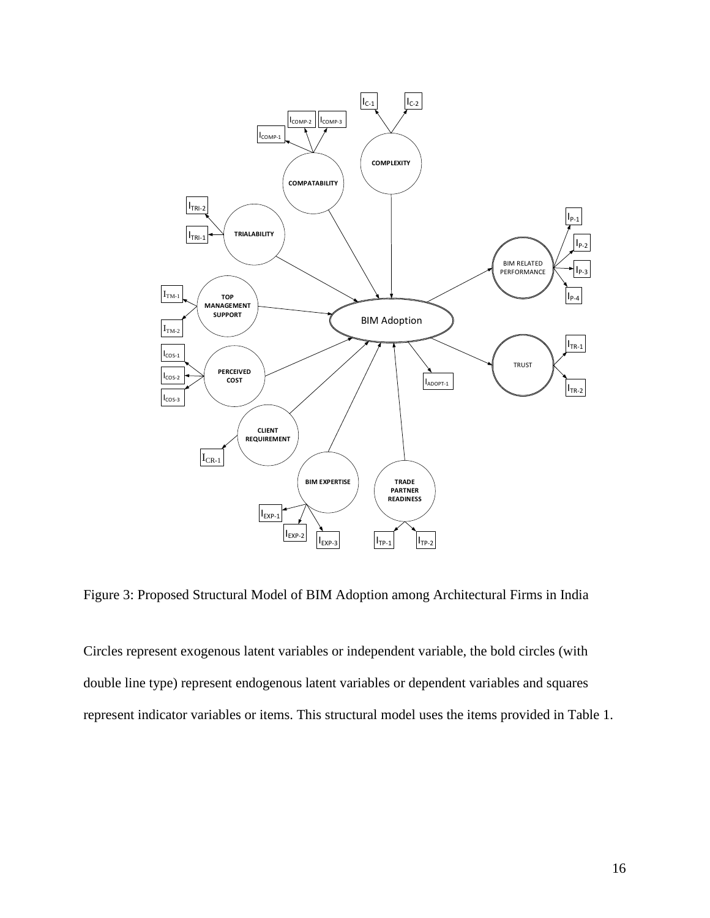Figure 3: Proposed Structural Model of BIM Adoption among Architectural Firms in India

Circles represent exogenous latent variables or independent variable, the bold circles (with double line type) represent endogenous latent variables or dependent variables and squares represent indicator variables or items. This structural model uses the items provided in Table 1.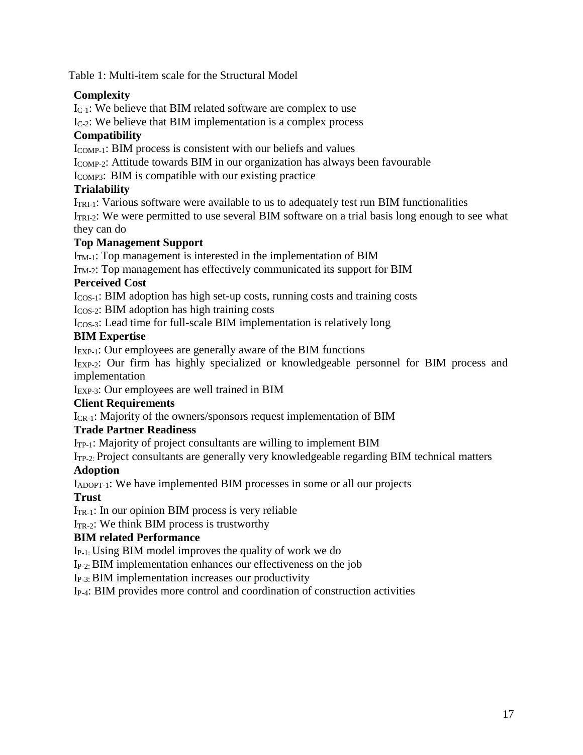Table 1: Multi-item scale for the Structural Model

**Complexity**

$I_{C-1}$: We believe that BIM related software are complex to use

$I_{C-2}$: We believe that BIM implementation is a complex process

**Compatibility**

$I_{COMP-1}$: BIM process is consistent with our beliefs and values

$I_{COMP-2}$: Attitude towards BIM in our organization has always been favourable

$I_{COMP3}$: BIM is compatible with our existing practice

**Trialability**

$I_{TRI-1}$: Various software were available to us to adequately test run BIM functionalities

$I_{TRI-2}$: We were permitted to use several BIM software on a trial basis long enough to see what they can do

**Top Management Support**

$I_{TM-1}$: Top management is interested in the implementation of BIM

$I_{TM-2}$: Top management has effectively communicated its support for BIM

**Perceived Cost**

$I_{COS-1}$: BIM adoption has high set-up costs, running costs and training costs

$I_{COS-2}$: BIM adoption has high training costs

$I_{COS-3}$: Lead time for full-scale BIM implementation is relatively long

**BIM Expertise**

$I_{EXP-1}$: Our employees are generally aware of the BIM functions

$I_{EXP-2}$: Our firm has highly specialized or knowledgeable personnel for BIM process and implementation

$I_{EXP-3}$: Our employees are well trained in BIM

**Client Requirements**

$I_{CR-1}$: Majority of the owners/sponsors request implementation of BIM

**Trade Partner Readiness**

$I_{TP-1}$: Majority of project consultants are willing to implement BIM

$I_{TP-2:}$ Project consultants are generally very knowledgeable regarding BIM technical matters

**Adoption**

$I_{ADOPT-1}$: We have implemented BIM processes in some or all our projects

**Trust**

$I_{TR-1}$: In our opinion BIM process is very reliable

$I_{TR-2}$: We think BIM process is trustworthy

**BIM related Performance**

$I_{P-1:}$ Using BIM model improves the quality of work we do

$I_{P-2:}$ BIM implementation enhances our effectiveness on the job

$I_{P-3:}$ BIM implementation increases our productivity

$I_{P-4}$: BIM provides more control and coordination of construction activities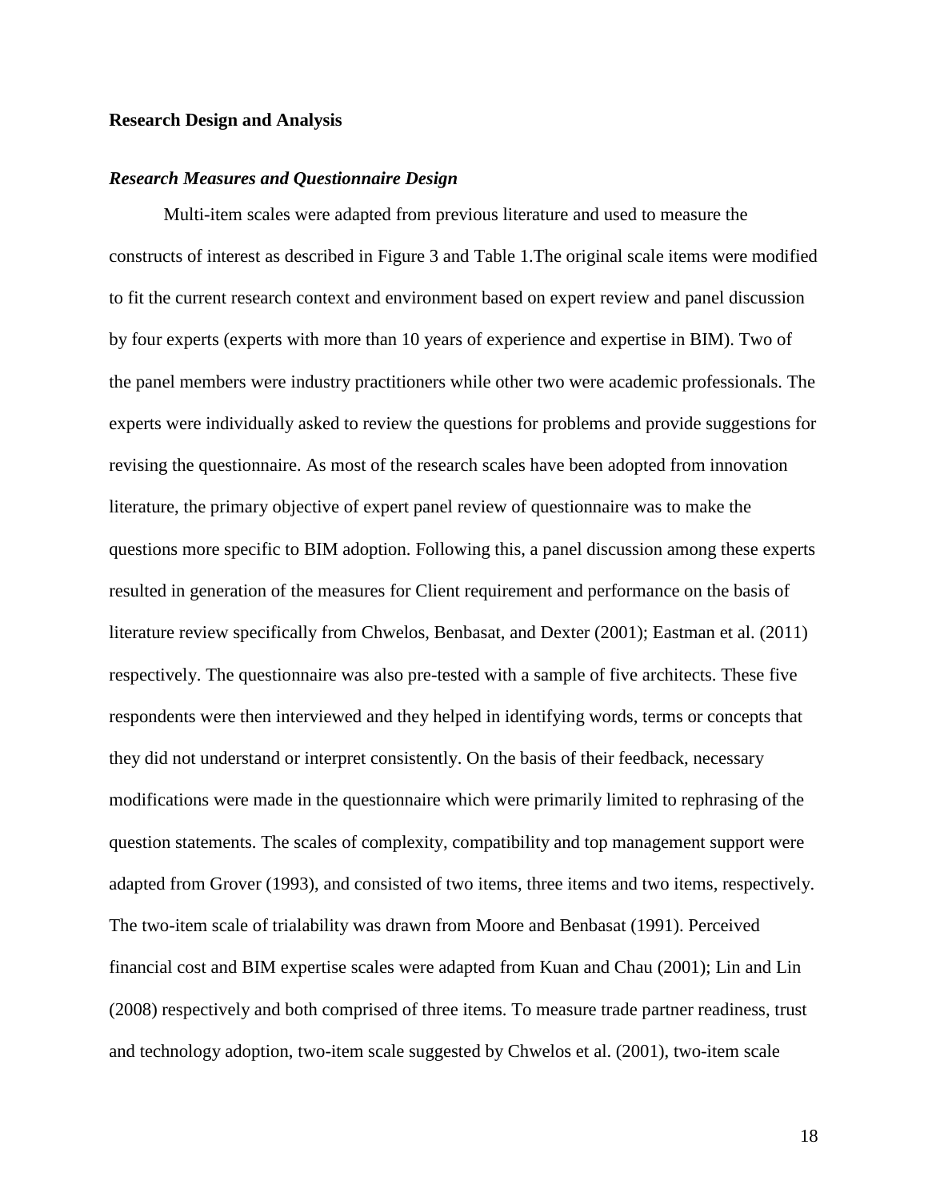**Research Design and Analysis**

***Research Measures and Questionnaire Design***

Multi-item scales were adapted from previous literature and used to measure the constructs of interest as described in Figure 3 and Table 1.The original scale items were modified to fit the current research context and environment based on expert review and panel discussion by four experts (experts with more than 10 years of experience and expertise in BIM). Two of the panel members were industry practitioners while other two were academic professionals. The experts were individually asked to review the questions for problems and provide suggestions for revising the questionnaire. As most of the research scales have been adopted from innovation literature, the primary objective of expert panel review of questionnaire was to make the questions more specific to BIM adoption. Following this, a panel discussion among these experts resulted in generation of the measures for Client requirement and performance on the basis of literature review specifically from Chwelos, Benbasat, and Dexter (2001); Eastman et al. (2011) respectively. The questionnaire was also pre-tested with a sample of five architects. These five respondents were then interviewed and they helped in identifying words, terms or concepts that they did not understand or interpret consistently. On the basis of their feedback, necessary modifications were made in the questionnaire which were primarily limited to rephrasing of the question statements. The scales of complexity, compatibility and top management support were adapted from Grover (1993), and consisted of two items, three items and two items, respectively. The two-item scale of trialability was drawn from Moore and Benbasat (1991). Perceived financial cost and BIM expertise scales were adapted from Kuan and Chau (2001); Lin and Lin (2008) respectively and both comprised of three items. To measure trade partner readiness, trust and technology adoption, two-item scale suggested by Chwelos et al. (2001), two-item scale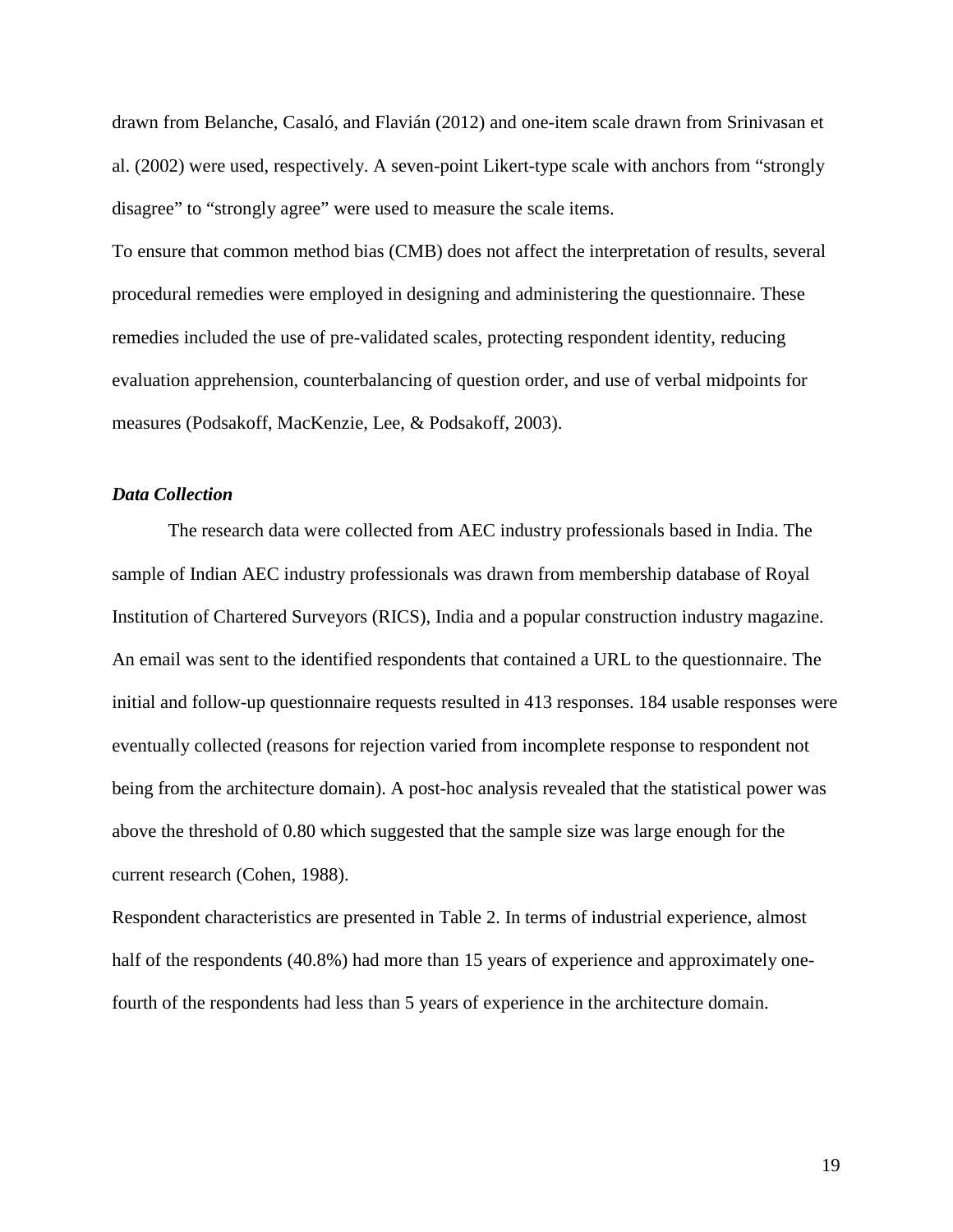drawn from Belanche, Casaló, and Flavián (2012) and one-item scale drawn from Srinivasan et al. (2002) were used, respectively. A seven-point Likert-type scale with anchors from "strongly disagree" to "strongly agree" were used to measure the scale items.

To ensure that common method bias (CMB) does not affect the interpretation of results, several procedural remedies were employed in designing and administering the questionnaire. These remedies included the use of pre-validated scales, protecting respondent identity, reducing evaluation apprehension, counterbalancing of question order, and use of verbal midpoints for measures (Podsakoff, MacKenzie, Lee, & Podsakoff, 2003).

### *Data Collection*

The research data were collected from AEC industry professionals based in India. The sample of Indian AEC industry professionals was drawn from membership database of Royal Institution of Chartered Surveyors (RICS), India and a popular construction industry magazine. An email was sent to the identified respondents that contained a URL to the questionnaire. The initial and follow-up questionnaire requests resulted in 413 responses. 184 usable responses were eventually collected (reasons for rejection varied from incomplete response to respondent not being from the architecture domain). A post-hoc analysis revealed that the statistical power was above the threshold of 0.80 which suggested that the sample size was large enough for the current research (Cohen, 1988).

Respondent characteristics are presented in Table 2. In terms of industrial experience, almost half of the respondents (40.8%) had more than 15 years of experience and approximately one-fourth of the respondents had less than 5 years of experience in the architecture domain.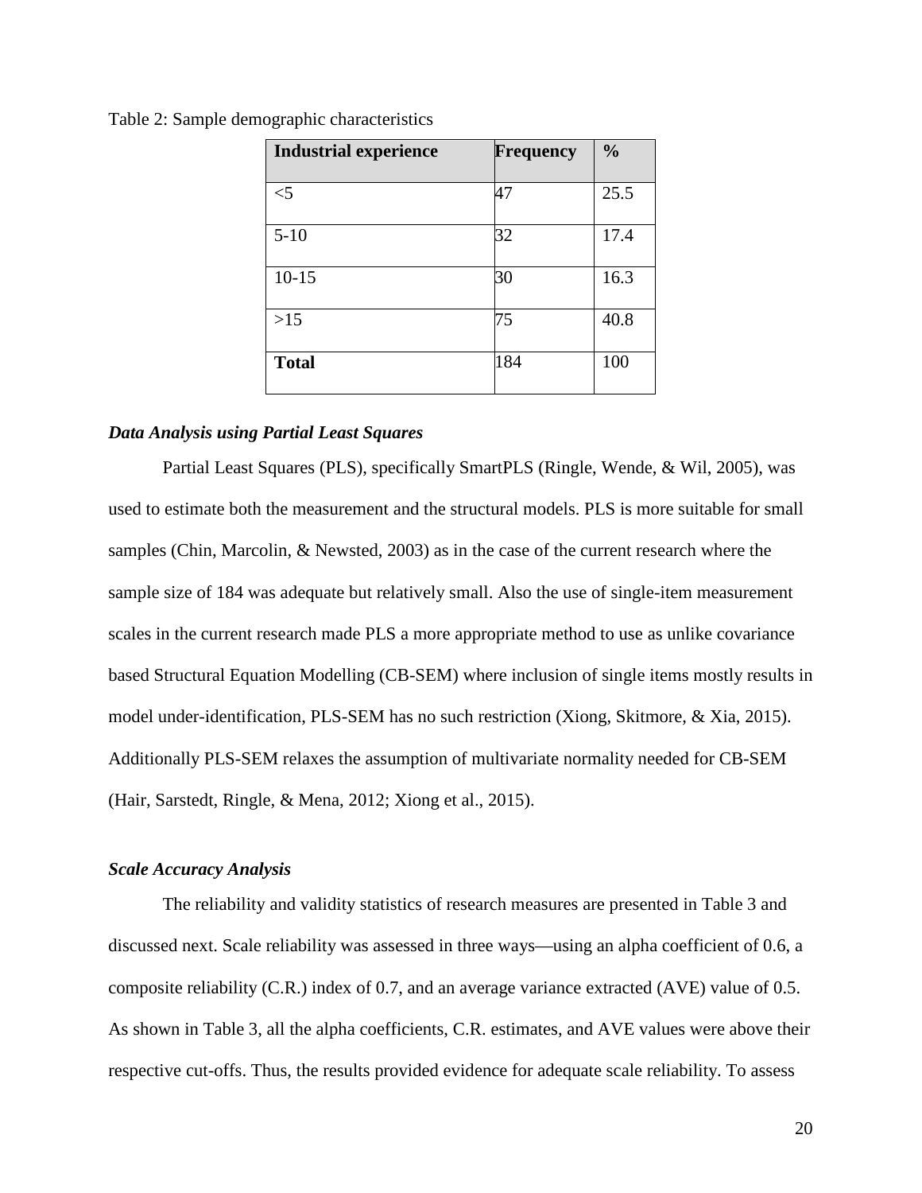Table 2: Sample demographic characteristics

| **Industrial experience** | **Frequency** | **%** |
|---|---|---|
| <5 | 47 | 25.5 |
| 5-10 | 32 | 17.4 |
| 10-15 | 30 | 16.3 |
| >15 | 75 | 40.8 |
| **Total** | 184 | 100 |

***Data Analysis using Partial Least Squares***

Partial Least Squares (PLS), specifically SmartPLS (Ringle, Wende, & Wil, 2005), was used to estimate both the measurement and the structural models. PLS is more suitable for small samples (Chin, Marcolin, & Newsted, 2003) as in the case of the current research where the sample size of 184 was adequate but relatively small. Also the use of single-item measurement scales in the current research made PLS a more appropriate method to use as unlike covariance based Structural Equation Modelling (CB-SEM) where inclusion of single items mostly results in model under-identification, PLS-SEM has no such restriction (Xiong, Skitmore, & Xia, 2015). Additionally PLS-SEM relaxes the assumption of multivariate normality needed for CB-SEM (Hair, Sarstedt, Ringle, & Mena, 2012; Xiong et al., 2015).

***Scale Accuracy Analysis***

The reliability and validity statistics of research measures are presented in Table 3 and discussed next. Scale reliability was assessed in three ways—using an alpha coefficient of 0.6, a composite reliability (C.R.) index of 0.7, and an average variance extracted (AVE) value of 0.5. As shown in Table 3, all the alpha coefficients, C.R. estimates, and AVE values were above their respective cut-offs. Thus, the results provided evidence for adequate scale reliability. To assess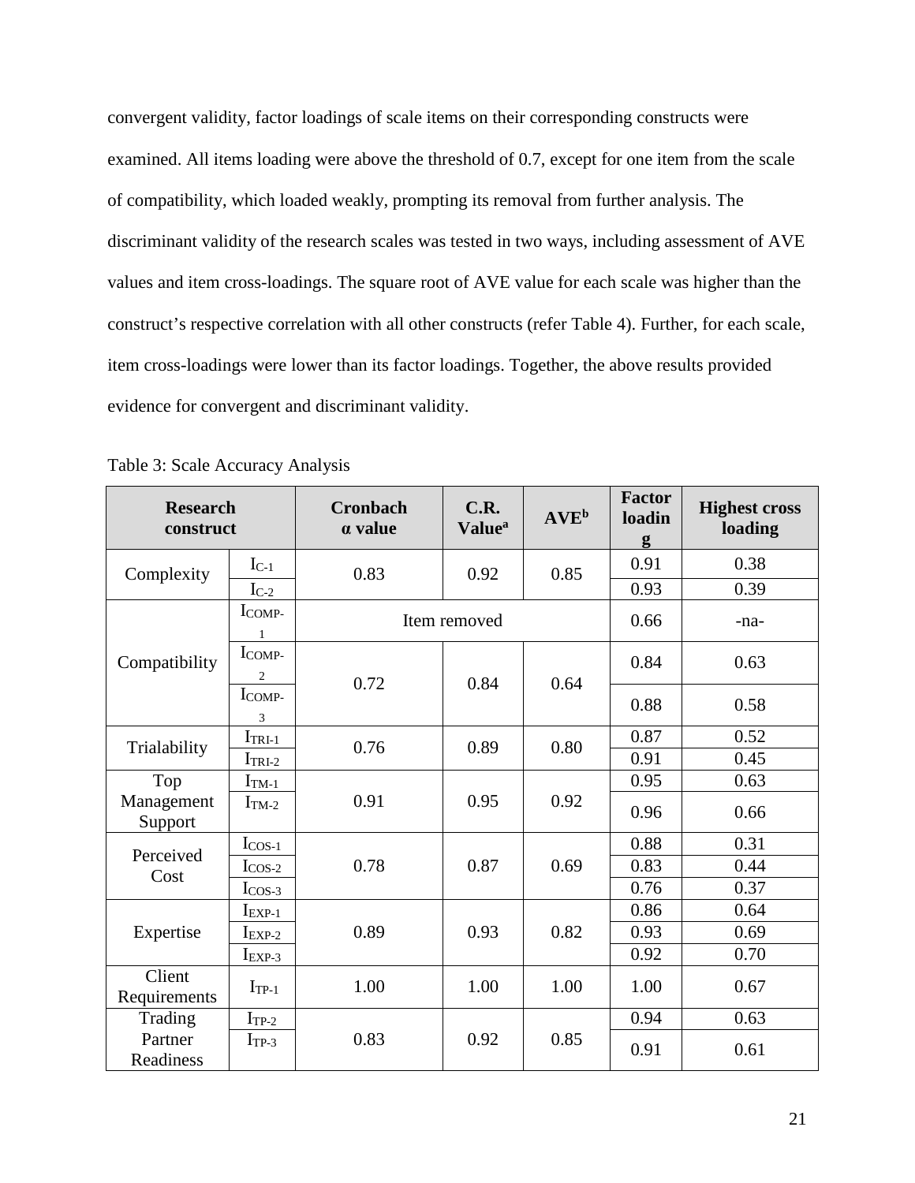convergent validity, factor loadings of scale items on their corresponding constructs were examined. All items loading were above the threshold of 0.7, except for one item from the scale of compatibility, which loaded weakly, prompting its removal from further analysis. The discriminant validity of the research scales was tested in two ways, including assessment of AVE values and item cross-loadings. The square root of AVE value for each scale was higher than the construct's respective correlation with all other constructs (refer Table 4). Further, for each scale, item cross-loadings were lower than its factor loadings. Together, the above results provided evidence for convergent and discriminant validity.

Table 3: Scale Accuracy Analysis

| Research construct | | Cronbach α value | C.R. Value[a] | AVE[b] | Factor loading | Highest cross loading |
|---|---|---|---|---|---|---|
| Complexity | $I_{C-1}$ | 0.83 | 0.92 | 0.85 | 0.91 | 0.38 |
| | $I_{C-2}$ | | | | 0.93 | 0.39 |
| Compatibility | $I_{COMP-1}$ | Item removed | | | 0.66 | -na- |
| | $I_{COMP-2}$ | 0.72 | 0.84 | 0.64 | 0.84 | 0.63 |
| | $I_{COMP-3}$ | | | | 0.88 | 0.58 |
| Trialability | $I_{TRI-1}$ | 0.76 | 0.89 | 0.80 | 0.87 | 0.52 |
| | $I_{TRI-2}$ | | | | 0.91 | 0.45 |
| Top Management Support | $I_{TM-1}$ | 0.91 | 0.95 | 0.92 | 0.95 | 0.63 |
| | $I_{TM-2}$ | | | | 0.96 | 0.66 |
| Perceived Cost | $I_{COS-1}$ | 0.78 | 0.87 | 0.69 | 0.88 | 0.31 |
| | $I_{COS-2}$ | | | | 0.83 | 0.44 |
| | $I_{COS-3}$ | | | | 0.76 | 0.37 |
| Expertise | $I_{EXP-1}$ | 0.89 | 0.93 | 0.82 | 0.86 | 0.64 |
| | $I_{EXP-2}$ | | | | 0.93 | 0.69 |
| | $I_{EXP-3}$ | | | | 0.92 | 0.70 |
| Client Requirements | $I_{TP-1}$ | 1.00 | 1.00 | 1.00 | 1.00 | 0.67 |
| Trading Partner Readiness | $I_{TP-2}$ | 0.83 | 0.92 | 0.85 | 0.94 | 0.63 |
| | $I_{TP-3}$ | | | | 0.91 | 0.61 |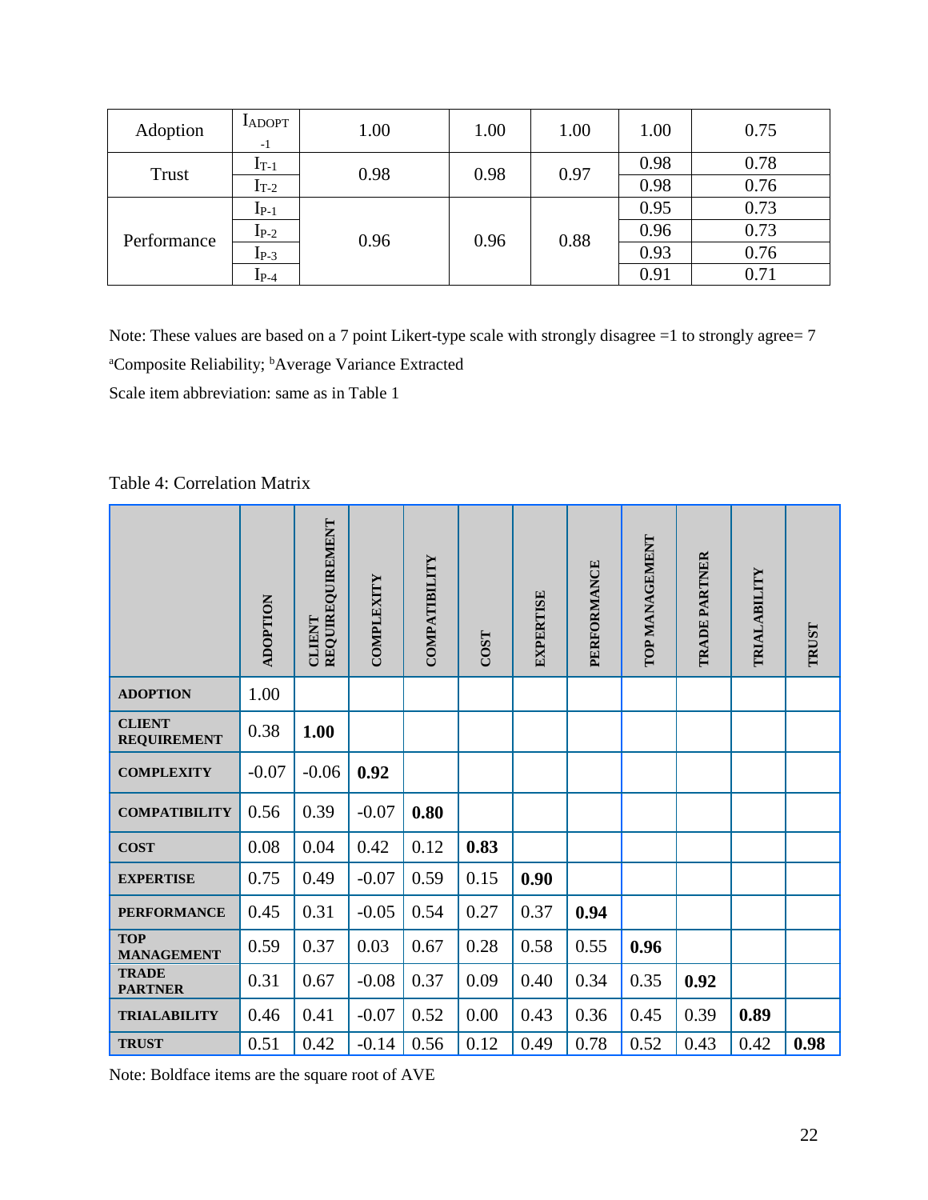| Adoption | $I_{ADOPT-1}$ | 1.00 | 1.00 | 1.00 | 1.00 | 0.75 |
|---|---|---|---|---|---|---|
| Trust | $I_{T-1}$ | 0.98 | 0.98 | 0.97 | 0.98 | 0.78 |
| | $I_{T-2}$ | | | | 0.98 | 0.76 |
| Performance | $I_{P-1}$ | 0.96 | 0.96 | 0.88 | 0.95 | 0.73 |
| | $I_{P-2}$ | | | | 0.96 | 0.73 |
| | $I_{P-3}$ | | | | 0.93 | 0.76 |
| | $I_{P-4}$ | | | | 0.91 | 0.71 |

Note: These values are based on a 7 point Likert-type scale with strongly disagree =1 to strongly agree= 7

[a]Composite Reliability; [b]Average Variance Extracted

Scale item abbreviation: same as in Table 1

Table 4: Correlation Matrix

| | ADOPTION | CLIENT REQUIREQUIREMENT | COMPLEXITY | COMPATIBILITY | COST | EXPERTISE | PERFORMANCE | TOP MANAGEMENT | TRADE PARTNER | TRIALABILITY | TRUST |
|---|---|---|---|---|---|---|---|---|---|---|---|
| **ADOPTION** | 1.00 | | | | | | | | | | |
| **CLIENT REQUIREMENT** | 0.38 | **1.00** | | | | | | | | | |
| **COMPLEXITY** | -0.07 | -0.06 | **0.92** | | | | | | | | |
| **COMPATIBILITY** | 0.56 | 0.39 | -0.07 | **0.80** | | | | | | | |
| **COST** | 0.08 | 0.04 | 0.42 | 0.12 | **0.83** | | | | | | |
| **EXPERTISE** | 0.75 | 0.49 | -0.07 | 0.59 | 0.15 | **0.90** | | | | | |
| **PERFORMANCE** | 0.45 | 0.31 | -0.05 | 0.54 | 0.27 | 0.37 | **0.94** | | | | |
| **TOP MANAGEMENT** | 0.59 | 0.37 | 0.03 | 0.67 | 0.28 | 0.58 | 0.55 | **0.96** | | | |
| **TRADE PARTNER** | 0.31 | 0.67 | -0.08 | 0.37 | 0.09 | 0.40 | 0.34 | 0.35 | **0.92** | | |
| **TRIALABILITY** | 0.46 | 0.41 | -0.07 | 0.52 | 0.00 | 0.43 | 0.36 | 0.45 | 0.39 | **0.89** | |
| **TRUST** | 0.51 | 0.42 | -0.14 | 0.56 | 0.12 | 0.49 | 0.78 | 0.52 | 0.43 | 0.42 | **0.98** |

Note: Boldface items are the square root of AVE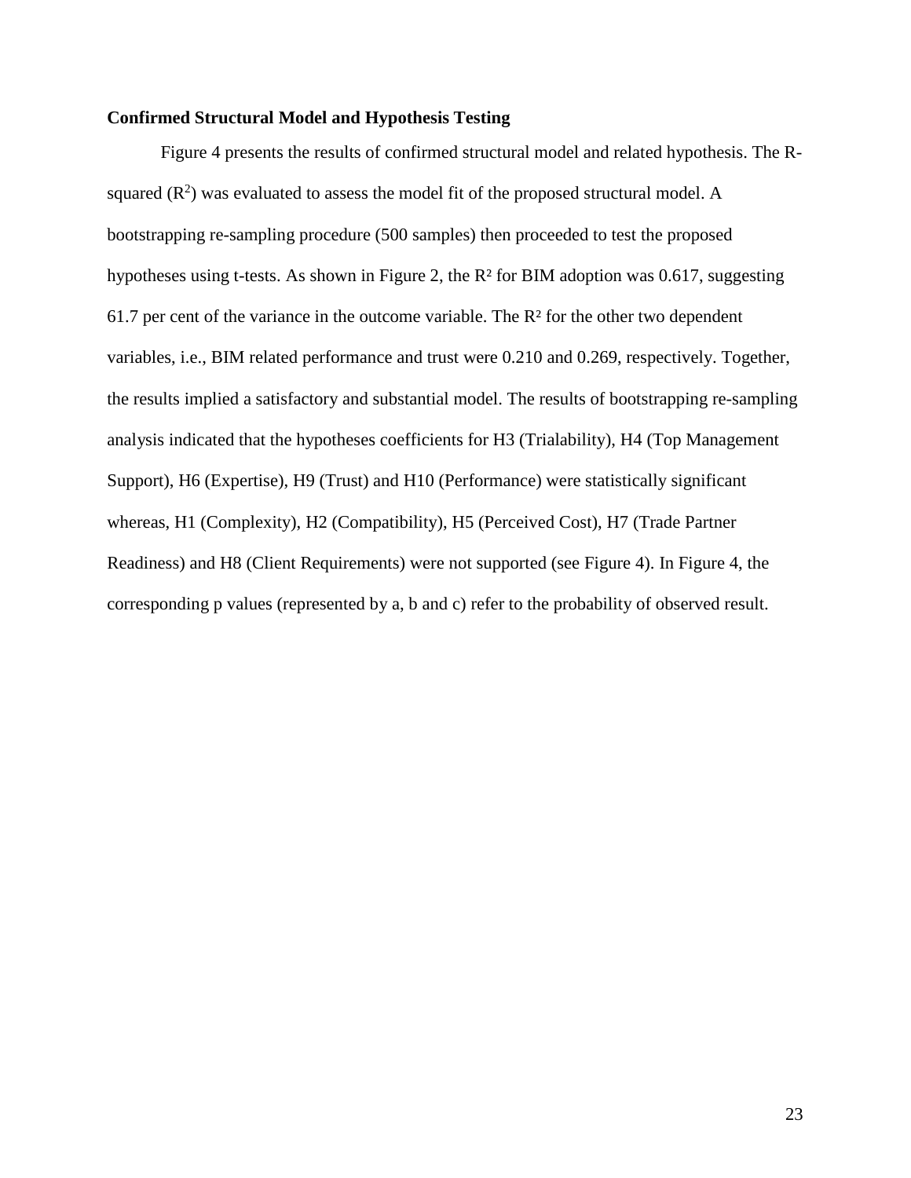### Confirmed Structural Model and Hypothesis Testing

Figure 4 presents the results of confirmed structural model and related hypothesis. The R-squared ($R^2$) was evaluated to assess the model fit of the proposed structural model. A bootstrapping re-sampling procedure (500 samples) then proceeded to test the proposed hypotheses using t-tests. As shown in Figure 2, the $R^2$ for BIM adoption was 0.617, suggesting 61.7 per cent of the variance in the outcome variable. The $R^2$ for the other two dependent variables, i.e., BIM related performance and trust were 0.210 and 0.269, respectively. Together, the results implied a satisfactory and substantial model. The results of bootstrapping re-sampling analysis indicated that the hypotheses coefficients for H3 (Trialability), H4 (Top Management Support), H6 (Expertise), H9 (Trust) and H10 (Performance) were statistically significant whereas, H1 (Complexity), H2 (Compatibility), H5 (Perceived Cost), H7 (Trade Partner Readiness) and H8 (Client Requirements) were not supported (see Figure 4). In Figure 4, the corresponding p values (represented by a, b and c) refer to the probability of observed result.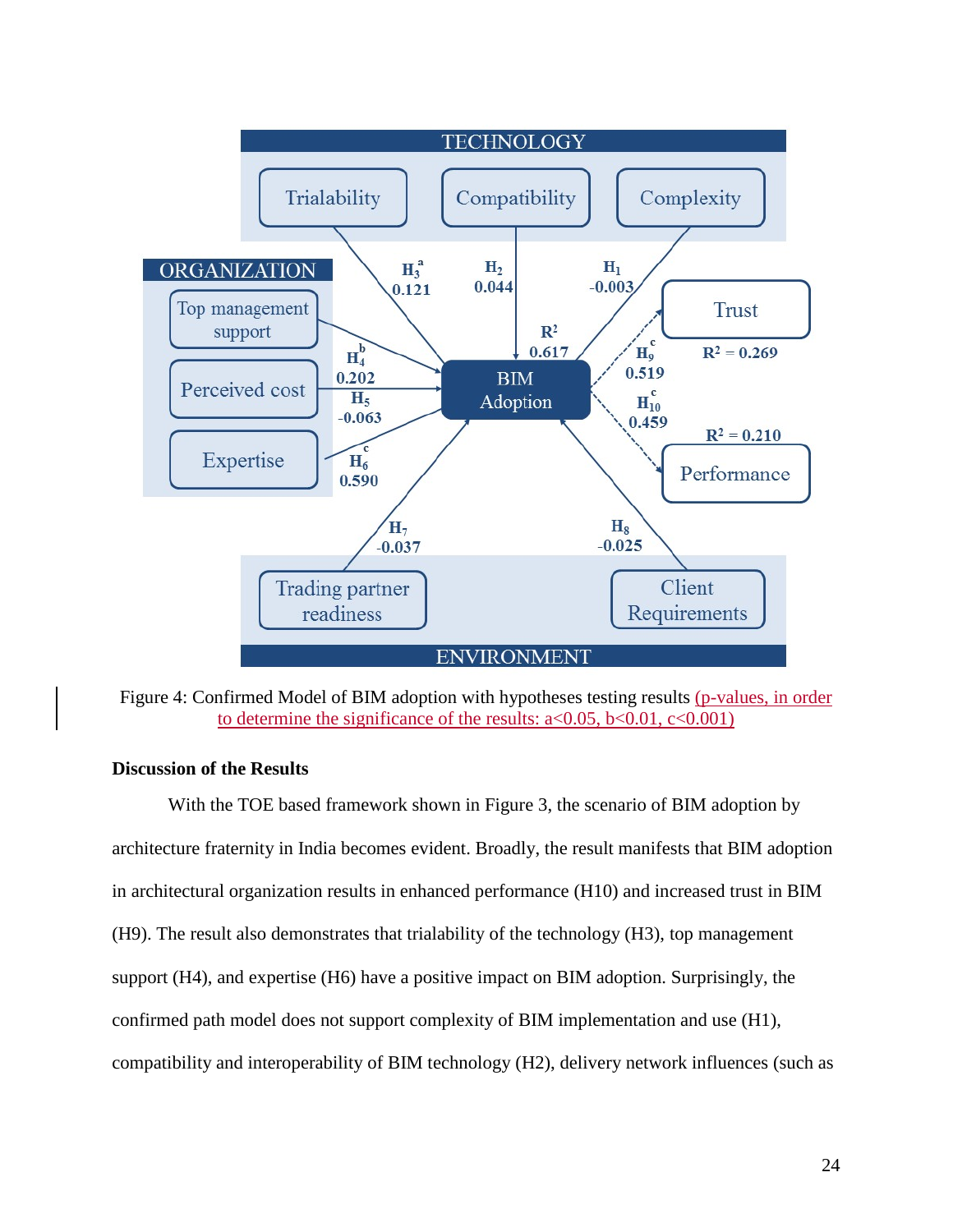Figure 4: Confirmed Model of BIM adoption with hypotheses testing results (p-values, in order to determine the significance of the results: a<0.05, b<0.01, c<0.001)

**Discussion of the Results**

With the TOE based framework shown in Figure 3, the scenario of BIM adoption by architecture fraternity in India becomes evident. Broadly, the result manifests that BIM adoption in architectural organization results in enhanced performance (H10) and increased trust in BIM (H9). The result also demonstrates that trialability of the technology (H3), top management support (H4), and expertise (H6) have a positive impact on BIM adoption. Surprisingly, the confirmed path model does not support complexity of BIM implementation and use (H1), compatibility and interoperability of BIM technology (H2), delivery network influences (such as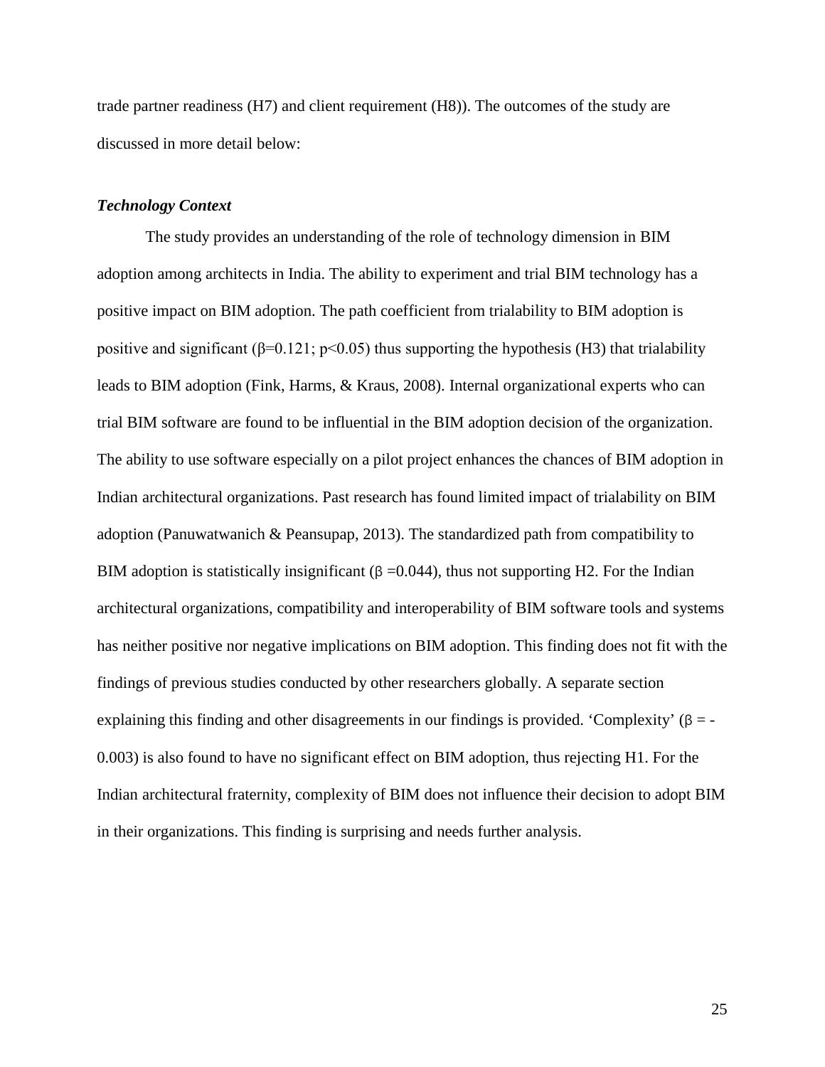trade partner readiness (H7) and client requirement (H8)). The outcomes of the study are discussed in more detail below:

### *Technology Context*

The study provides an understanding of the role of technology dimension in BIM adoption among architects in India. The ability to experiment and trial BIM technology has a positive impact on BIM adoption. The path coefficient from trialability to BIM adoption is positive and significant ($\beta$=0.121; $p<0.05$) thus supporting the hypothesis (H3) that trialability leads to BIM adoption (Fink, Harms, & Kraus, 2008). Internal organizational experts who can trial BIM software are found to be influential in the BIM adoption decision of the organization. The ability to use software especially on a pilot project enhances the chances of BIM adoption in Indian architectural organizations. Past research has found limited impact of trialability on BIM adoption (Panuwatwanich & Peansupap, 2013). The standardized path from compatibility to BIM adoption is statistically insignificant ($\beta$ =0.044), thus not supporting H2. For the Indian architectural organizations, compatibility and interoperability of BIM software tools and systems has neither positive nor negative implications on BIM adoption. This finding does not fit with the findings of previous studies conducted by other researchers globally. A separate section explaining this finding and other disagreements in our findings is provided. 'Complexity' ($\beta$ = -0.003) is also found to have no significant effect on BIM adoption, thus rejecting H1. For the Indian architectural fraternity, complexity of BIM does not influence their decision to adopt BIM in their organizations. This finding is surprising and needs further analysis.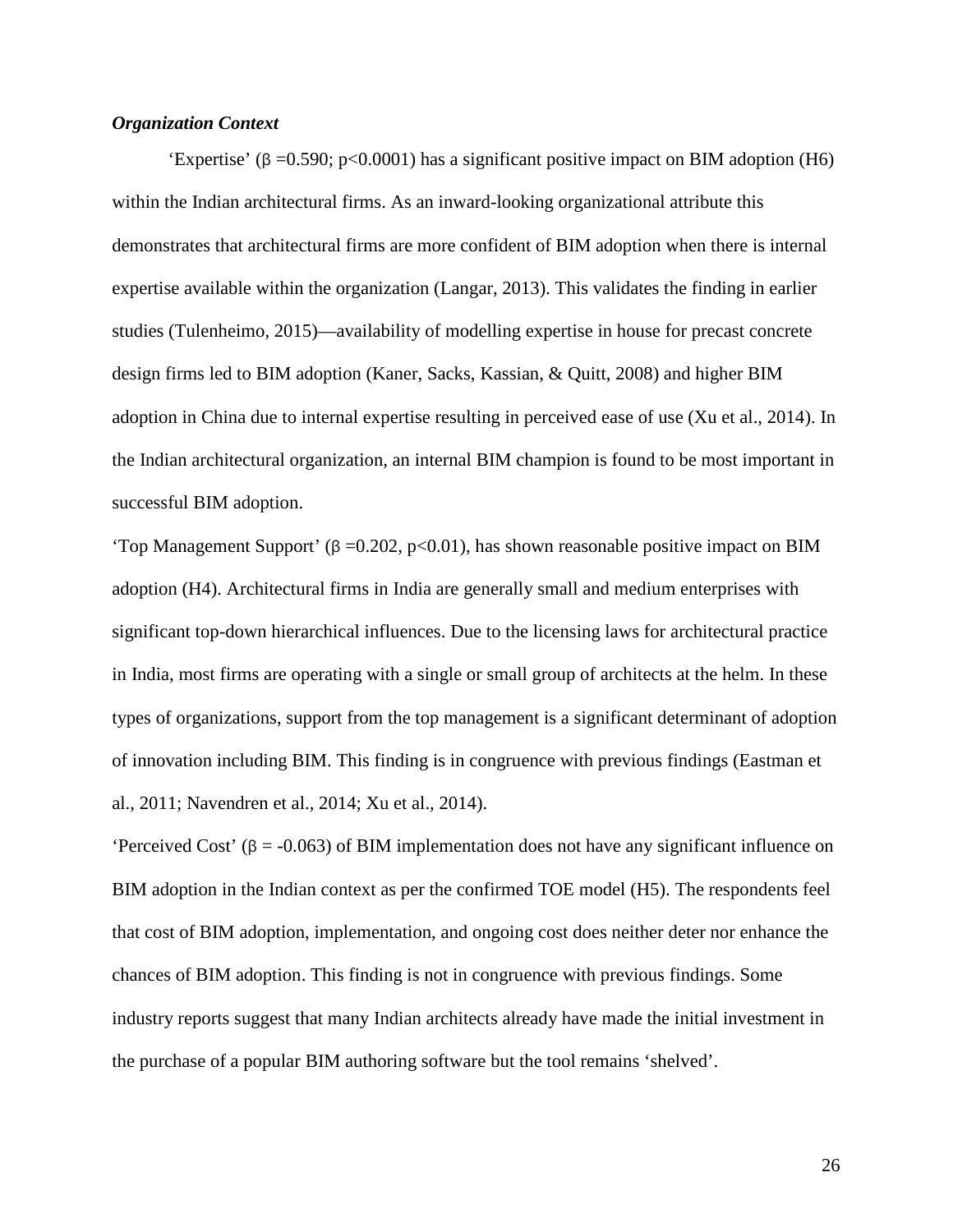***Organization Context***

'Expertise' ($\beta$ =0.590; $p<0.0001$) has a significant positive impact on BIM adoption (H6) within the Indian architectural firms. As an inward-looking organizational attribute this demonstrates that architectural firms are more confident of BIM adoption when there is internal expertise available within the organization (Langar, 2013). This validates the finding in earlier studies (Tulenheimo, 2015)—availability of modelling expertise in house for precast concrete design firms led to BIM adoption (Kaner, Sacks, Kassian, & Quitt, 2008) and higher BIM adoption in China due to internal expertise resulting in perceived ease of use (Xu et al., 2014). In the Indian architectural organization, an internal BIM champion is found to be most important in successful BIM adoption.

'Top Management Support' ($\beta$ =0.202, $p<0.01$), has shown reasonable positive impact on BIM adoption (H4). Architectural firms in India are generally small and medium enterprises with significant top-down hierarchical influences. Due to the licensing laws for architectural practice in India, most firms are operating with a single or small group of architects at the helm. In these types of organizations, support from the top management is a significant determinant of adoption of innovation including BIM. This finding is in congruence with previous findings (Eastman et al., 2011; Navendren et al., 2014; Xu et al., 2014).

'Perceived Cost' ($\beta$ = -0.063) of BIM implementation does not have any significant influence on BIM adoption in the Indian context as per the confirmed TOE model (H5). The respondents feel that cost of BIM adoption, implementation, and ongoing cost does neither deter nor enhance the chances of BIM adoption. This finding is not in congruence with previous findings. Some industry reports suggest that many Indian architects already have made the initial investment in the purchase of a popular BIM authoring software but the tool remains 'shelved'.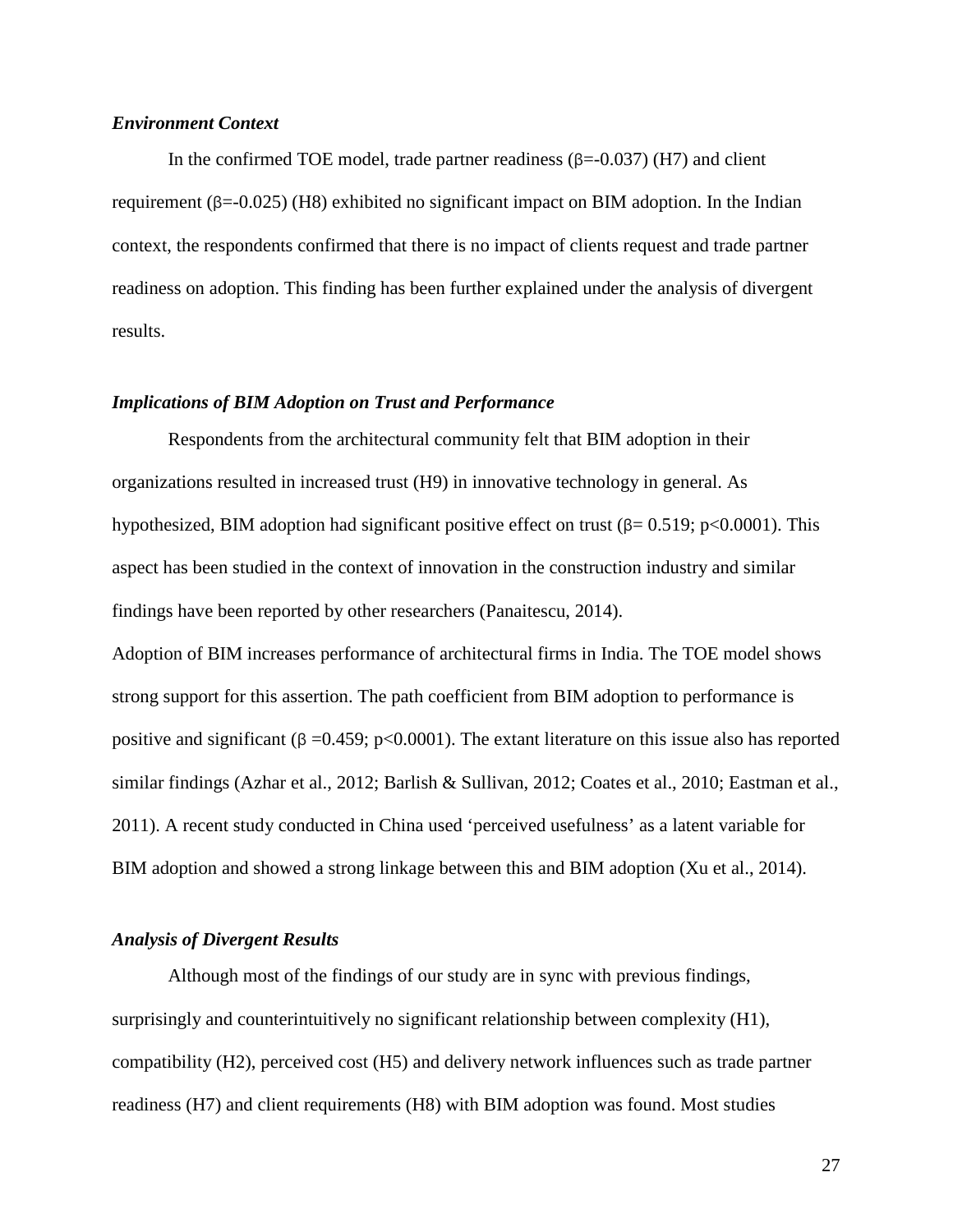### *Environment Context*

In the confirmed TOE model, trade partner readiness ($\beta$=-0.037) (H7) and client requirement ($\beta$=-0.025) (H8) exhibited no significant impact on BIM adoption. In the Indian context, the respondents confirmed that there is no impact of clients request and trade partner readiness on adoption. This finding has been further explained under the analysis of divergent results.

### *Implications of BIM Adoption on Trust and Performance*

Respondents from the architectural community felt that BIM adoption in their organizations resulted in increased trust (H9) in innovative technology in general. As hypothesized, BIM adoption had significant positive effect on trust ($\beta$= 0.519; $p<0.0001$). This aspect has been studied in the context of innovation in the construction industry and similar findings have been reported by other researchers (Panaitescu, 2014).

Adoption of BIM increases performance of architectural firms in India. The TOE model shows strong support for this assertion. The path coefficient from BIM adoption to performance is positive and significant ($\beta$ =0.459; $p<0.0001$). The extant literature on this issue also has reported similar findings (Azhar et al., 2012; Barlish & Sullivan, 2012; Coates et al., 2010; Eastman et al., 2011). A recent study conducted in China used 'perceived usefulness' as a latent variable for BIM adoption and showed a strong linkage between this and BIM adoption (Xu et al., 2014).

### *Analysis of Divergent Results*

Although most of the findings of our study are in sync with previous findings, surprisingly and counterintuitively no significant relationship between complexity (H1), compatibility (H2), perceived cost (H5) and delivery network influences such as trade partner readiness (H7) and client requirements (H8) with BIM adoption was found. Most studies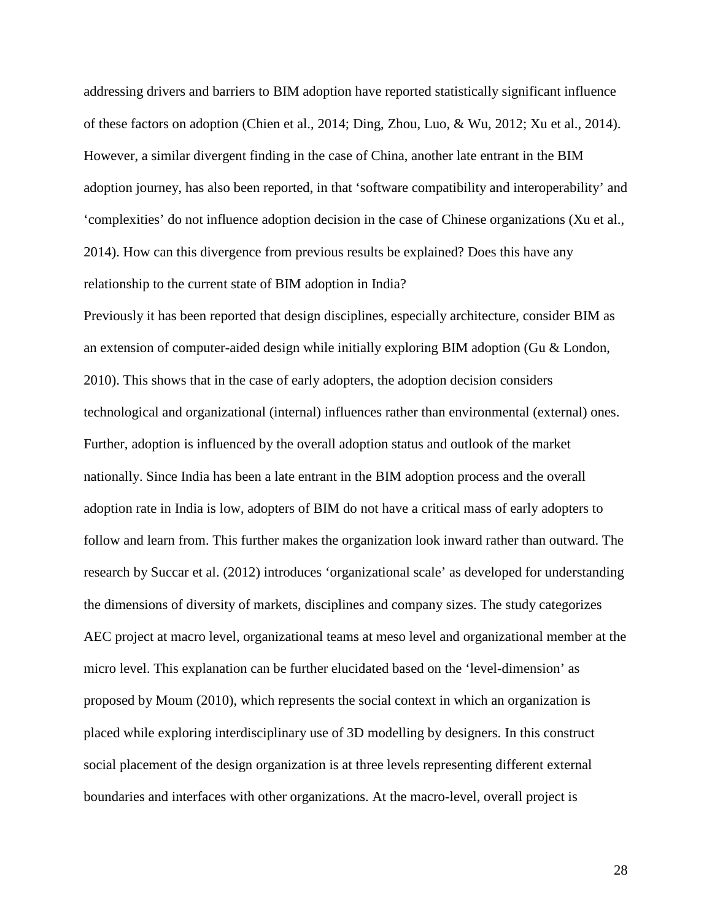addressing drivers and barriers to BIM adoption have reported statistically significant influence of these factors on adoption (Chien et al., 2014; Ding, Zhou, Luo, & Wu, 2012; Xu et al., 2014). However, a similar divergent finding in the case of China, another late entrant in the BIM adoption journey, has also been reported, in that 'software compatibility and interoperability' and 'complexities' do not influence adoption decision in the case of Chinese organizations (Xu et al., 2014). How can this divergence from previous results be explained? Does this have any relationship to the current state of BIM adoption in India?

Previously it has been reported that design disciplines, especially architecture, consider BIM as an extension of computer-aided design while initially exploring BIM adoption (Gu & London, 2010). This shows that in the case of early adopters, the adoption decision considers technological and organizational (internal) influences rather than environmental (external) ones. Further, adoption is influenced by the overall adoption status and outlook of the market nationally. Since India has been a late entrant in the BIM adoption process and the overall adoption rate in India is low, adopters of BIM do not have a critical mass of early adopters to follow and learn from. This further makes the organization look inward rather than outward. The research by Succar et al. (2012) introduces 'organizational scale' as developed for understanding the dimensions of diversity of markets, disciplines and company sizes. The study categorizes AEC project at macro level, organizational teams at meso level and organizational member at the micro level. This explanation can be further elucidated based on the 'level-dimension' as proposed by Moum (2010), which represents the social context in which an organization is placed while exploring interdisciplinary use of 3D modelling by designers. In this construct social placement of the design organization is at three levels representing different external boundaries and interfaces with other organizations. At the macro-level, overall project is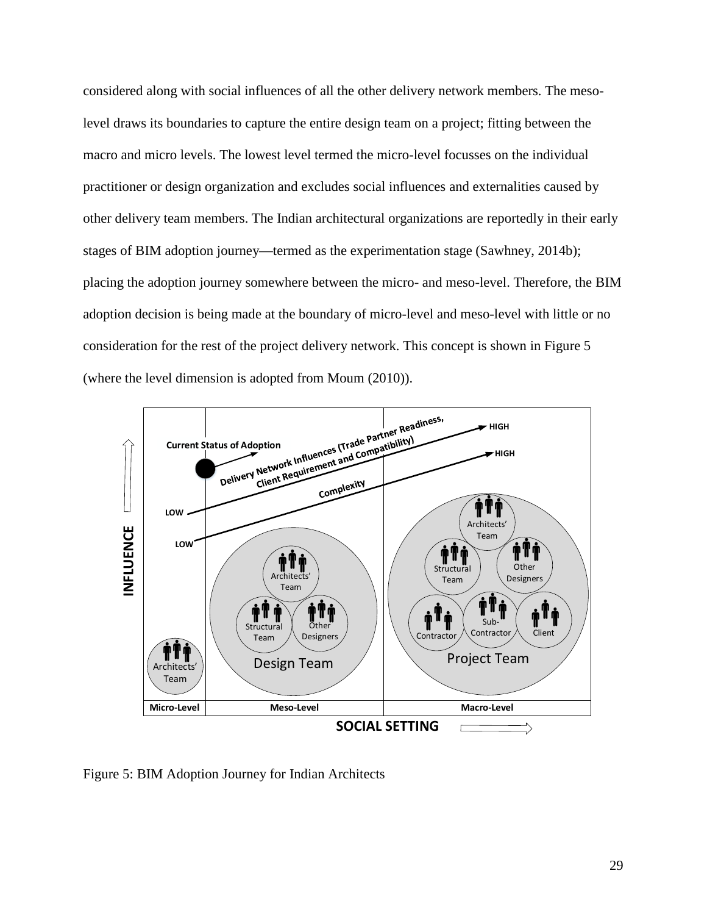considered along with social influences of all the other delivery network members. The meso-level draws its boundaries to capture the entire design team on a project; fitting between the macro and micro levels. The lowest level termed the micro-level focusses on the individual practitioner or design organization and excludes social influences and externalities caused by other delivery team members. The Indian architectural organizations are reportedly in their early stages of BIM adoption journey—termed as the experimentation stage (Sawhney, 2014b); placing the adoption journey somewhere between the micro- and meso-level. Therefore, the BIM adoption decision is being made at the boundary of micro-level and meso-level with little or no consideration for the rest of the project delivery network. This concept is shown in Figure 5 (where the level dimension is adopted from Moum (2010)).

Figure 5: BIM Adoption Journey for Indian Architects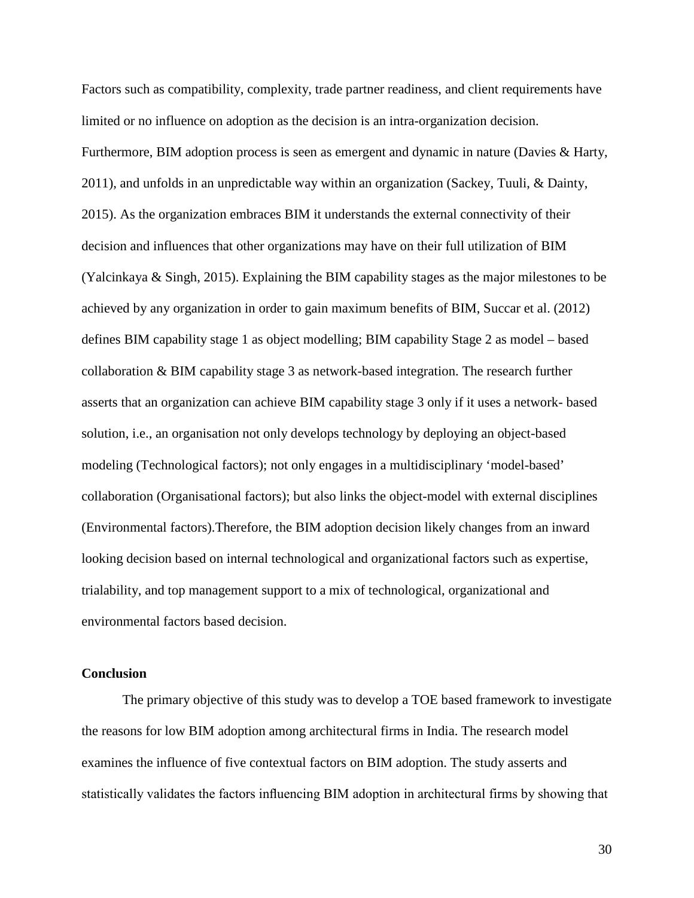Factors such as compatibility, complexity, trade partner readiness, and client requirements have limited or no influence on adoption as the decision is an intra-organization decision. Furthermore, BIM adoption process is seen as emergent and dynamic in nature (Davies & Harty, 2011), and unfolds in an unpredictable way within an organization (Sackey, Tuuli, & Dainty, 2015). As the organization embraces BIM it understands the external connectivity of their decision and influences that other organizations may have on their full utilization of BIM (Yalcinkaya & Singh, 2015). Explaining the BIM capability stages as the major milestones to be achieved by any organization in order to gain maximum benefits of BIM, Succar et al. (2012) defines BIM capability stage 1 as object modelling; BIM capability Stage 2 as model – based collaboration & BIM capability stage 3 as network-based integration. The research further asserts that an organization can achieve BIM capability stage 3 only if it uses a network- based solution, i.e., an organisation not only develops technology by deploying an object-based modeling (Technological factors); not only engages in a multidisciplinary 'model-based' collaboration (Organisational factors); but also links the object-model with external disciplines (Environmental factors).Therefore, the BIM adoption decision likely changes from an inward looking decision based on internal technological and organizational factors such as expertise, trialability, and top management support to a mix of technological, organizational and environmental factors based decision.

## Conclusion

The primary objective of this study was to develop a TOE based framework to investigate the reasons for low BIM adoption among architectural firms in India. The research model examines the influence of five contextual factors on BIM adoption. The study asserts and statistically validates the factors influencing BIM adoption in architectural firms by showing that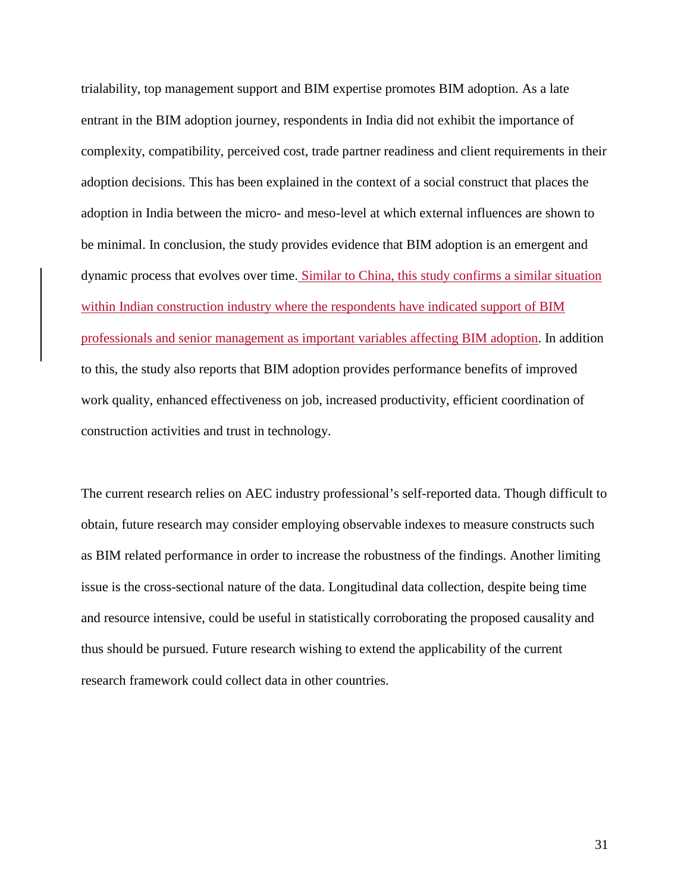trialability, top management support and BIM expertise promotes BIM adoption. As a late entrant in the BIM adoption journey, respondents in India did not exhibit the importance of complexity, compatibility, perceived cost, trade partner readiness and client requirements in their adoption decisions. This has been explained in the context of a social construct that places the adoption in India between the micro- and meso-level at which external influences are shown to be minimal. In conclusion, the study provides evidence that BIM adoption is an emergent and dynamic process that evolves over time. Similar to China, this study confirms a similar situation within Indian construction industry where the respondents have indicated support of BIM professionals and senior management as important variables affecting BIM adoption. In addition to this, the study also reports that BIM adoption provides performance benefits of improved work quality, enhanced effectiveness on job, increased productivity, efficient coordination of construction activities and trust in technology.

The current research relies on AEC industry professional's self-reported data. Though difficult to obtain, future research may consider employing observable indexes to measure constructs such as BIM related performance in order to increase the robustness of the findings. Another limiting issue is the cross-sectional nature of the data. Longitudinal data collection, despite being time and resource intensive, could be useful in statistically corroborating the proposed causality and thus should be pursued. Future research wishing to extend the applicability of the current research framework could collect data in other countries.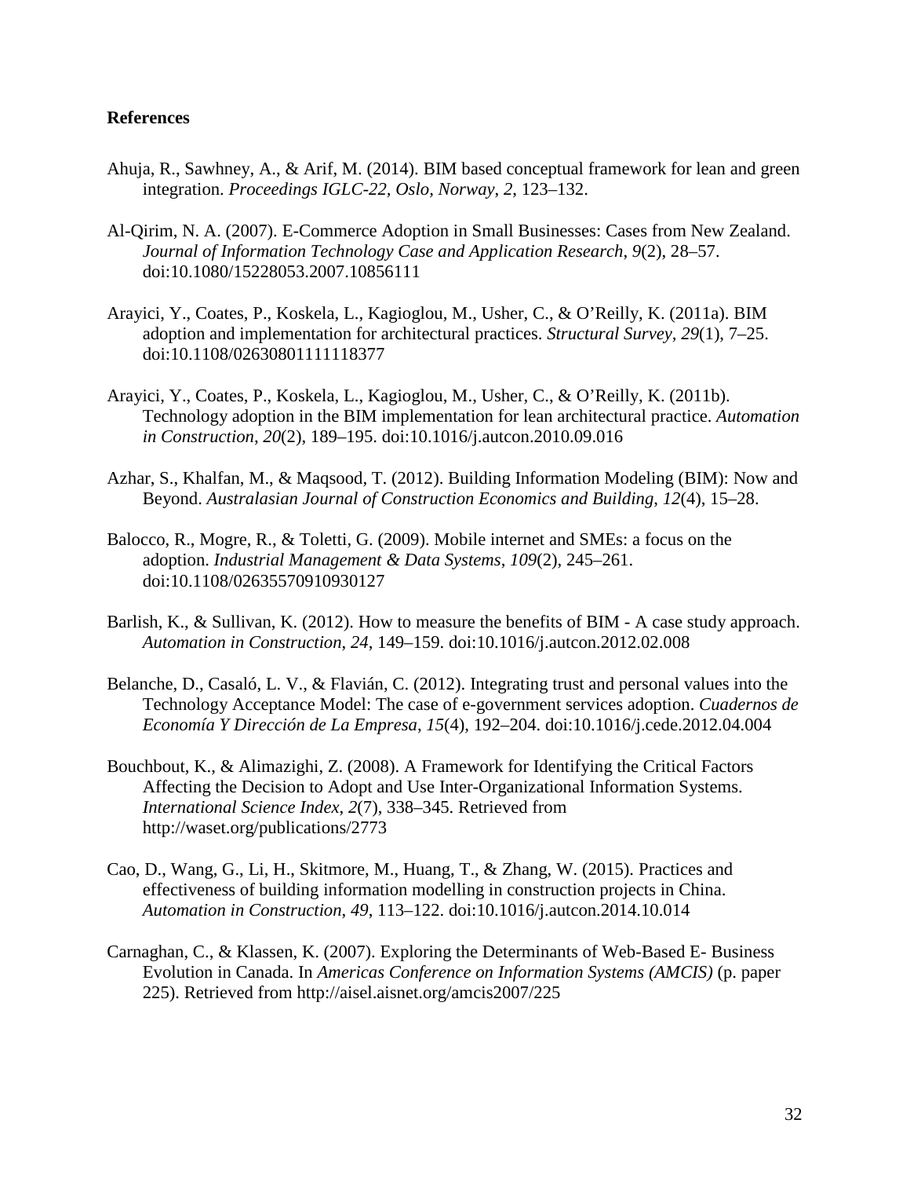## References

Ahuja, R., Sawhney, A., & Arif, M. (2014). BIM based conceptual framework for lean and green integration. *Proceedings IGLC-22, Oslo, Norway*, *2*, 123–132.

Al-Qirim, N. A. (2007). E-Commerce Adoption in Small Businesses: Cases from New Zealand. *Journal of Information Technology Case and Application Research*, *9*(2), 28–57. doi:10.1080/15228053.2007.10856111

Arayici, Y., Coates, P., Koskela, L., Kagioglou, M., Usher, C., & O'Reilly, K. (2011a). BIM adoption and implementation for architectural practices. *Structural Survey*, *29*(1), 7–25. doi:10.1108/02630801111118377

Arayici, Y., Coates, P., Koskela, L., Kagioglou, M., Usher, C., & O'Reilly, K. (2011b). Technology adoption in the BIM implementation for lean architectural practice. *Automation in Construction*, *20*(2), 189–195. doi:10.1016/j.autcon.2010.09.016

Azhar, S., Khalfan, M., & Maqsood, T. (2012). Building Information Modeling (BIM): Now and Beyond. *Australasian Journal of Construction Economics and Building*, *12*(4), 15–28.

Balocco, R., Mogre, R., & Toletti, G. (2009). Mobile internet and SMEs: a focus on the adoption. *Industrial Management & Data Systems*, *109*(2), 245–261. doi:10.1108/02635570910930127

Barlish, K., & Sullivan, K. (2012). How to measure the benefits of BIM - A case study approach. *Automation in Construction*, *24*, 149–159. doi:10.1016/j.autcon.2012.02.008

Belanche, D., Casaló, L. V., & Flavián, C. (2012). Integrating trust and personal values into the Technology Acceptance Model: The case of e-government services adoption. *Cuadernos de Economía Y Dirección de La Empresa*, *15*(4), 192–204. doi:10.1016/j.cede.2012.04.004

Bouchbout, K., & Alimazighi, Z. (2008). A Framework for Identifying the Critical Factors Affecting the Decision to Adopt and Use Inter-Organizational Information Systems. *International Science Index*, *2*(7), 338–345. Retrieved from http://waset.org/publications/2773

Cao, D., Wang, G., Li, H., Skitmore, M., Huang, T., & Zhang, W. (2015). Practices and effectiveness of building information modelling in construction projects in China. *Automation in Construction*, *49*, 113–122. doi:10.1016/j.autcon.2014.10.014

Carnaghan, C., & Klassen, K. (2007). Exploring the Determinants of Web-Based E- Business Evolution in Canada. In *Americas Conference on Information Systems (AMCIS)* (p. paper 225). Retrieved from http://aisel.aisnet.org/amcis2007/225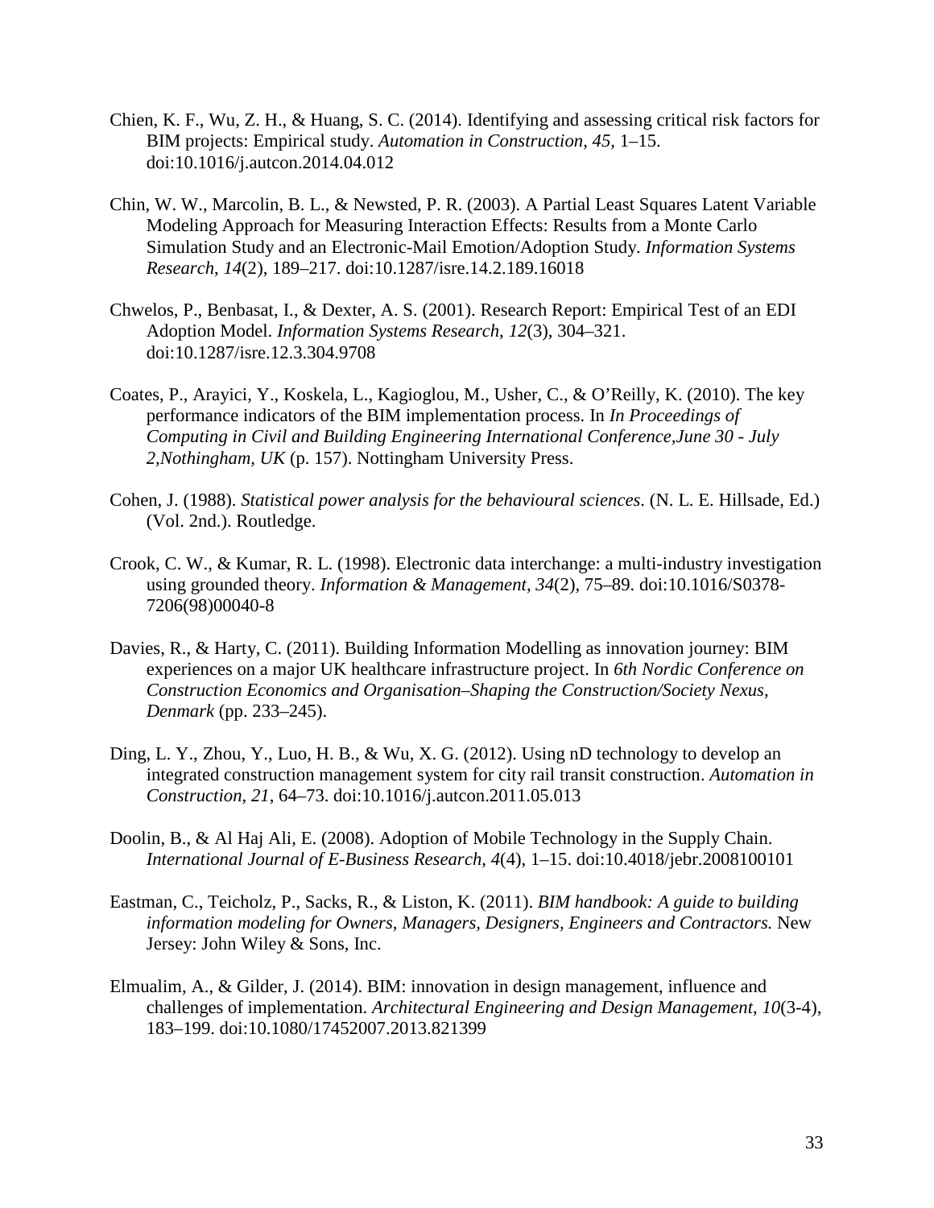Chien, K. F., Wu, Z. H., & Huang, S. C. (2014). Identifying and assessing critical risk factors for BIM projects: Empirical study. *Automation in Construction*, *45*, 1–15. doi:10.1016/j.autcon.2014.04.012

Chin, W. W., Marcolin, B. L., & Newsted, P. R. (2003). A Partial Least Squares Latent Variable Modeling Approach for Measuring Interaction Effects: Results from a Monte Carlo Simulation Study and an Electronic-Mail Emotion/Adoption Study. *Information Systems Research*, *14*(2), 189–217. doi:10.1287/isre.14.2.189.16018

Chwelos, P., Benbasat, I., & Dexter, A. S. (2001). Research Report: Empirical Test of an EDI Adoption Model. *Information Systems Research*, *12*(3), 304–321. doi:10.1287/isre.12.3.304.9708

Coates, P., Arayici, Y., Koskela, L., Kagioglou, M., Usher, C., & O'Reilly, K. (2010). The key performance indicators of the BIM implementation process. In *In Proceedings of Computing in Civil and Building Engineering International Conference,June 30 - July 2,Nothingham, UK* (p. 157). Nottingham University Press.

Cohen, J. (1988). *Statistical power analysis for the behavioural sciences*. (N. L. E. Hillsade, Ed.) (Vol. 2nd.). Routledge.

Crook, C. W., & Kumar, R. L. (1998). Electronic data interchange: a multi-industry investigation using grounded theory. *Information & Management*, *34*(2), 75–89. doi:10.1016/S0378-7206(98)00040-8

Davies, R., & Harty, C. (2011). Building Information Modelling as innovation journey: BIM experiences on a major UK healthcare infrastructure project. In *6th Nordic Conference on Construction Economics and Organisation–Shaping the Construction/Society Nexus, Denmark* (pp. 233–245).

Ding, L. Y., Zhou, Y., Luo, H. B., & Wu, X. G. (2012). Using nD technology to develop an integrated construction management system for city rail transit construction. *Automation in Construction*, *21*, 64–73. doi:10.1016/j.autcon.2011.05.013

Doolin, B., & Al Haj Ali, E. (2008). Adoption of Mobile Technology in the Supply Chain. *International Journal of E-Business Research*, *4*(4), 1–15. doi:10.4018/jebr.2008100101

Eastman, C., Teicholz, P., Sacks, R., & Liston, K. (2011). *BIM handbook: A guide to building information modeling for Owners, Managers, Designers, Engineers and Contractors.* New Jersey: John Wiley & Sons, Inc.

Elmualim, A., & Gilder, J. (2014). BIM: innovation in design management, influence and challenges of implementation. *Architectural Engineering and Design Management*, *10*(3-4), 183–199. doi:10.1080/17452007.2013.821399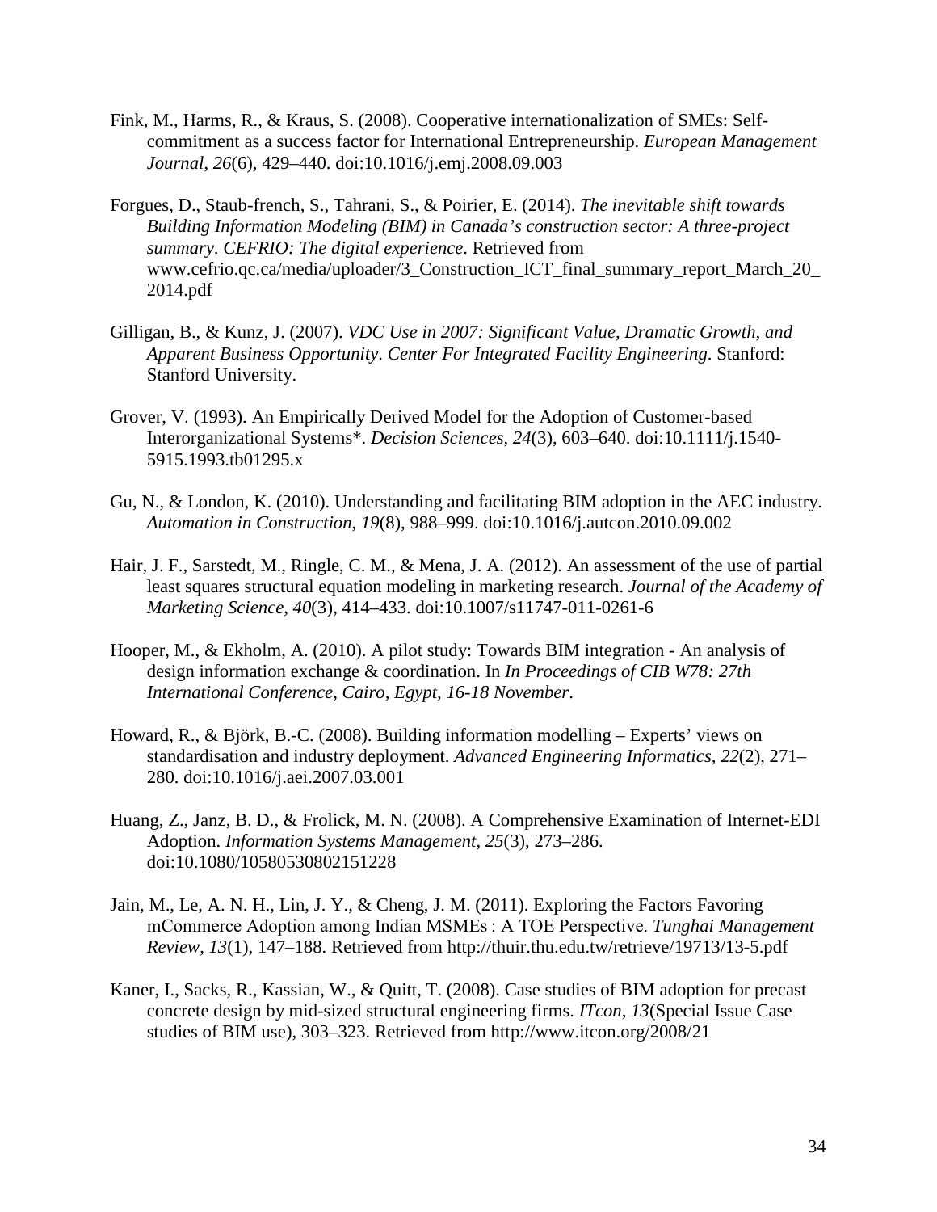Fink, M., Harms, R., & Kraus, S. (2008). Cooperative internationalization of SMEs: Self-commitment as a success factor for International Entrepreneurship. *European Management Journal*, *26*(6), 429–440. doi:10.1016/j.emj.2008.09.003

Forgues, D., Staub-french, S., Tahrani, S., & Poirier, E. (2014). *The inevitable shift towards Building Information Modeling (BIM) in Canada's construction sector: A three-project summary. CEFRIO: The digital experience*. Retrieved from www.cefrio.qc.ca/media/uploader/3_Construction_ICT_final_summary_report_March_20_2014.pdf

Gilligan, B., & Kunz, J. (2007). *VDC Use in 2007: Significant Value, Dramatic Growth, and Apparent Business Opportunity*. *Center For Integrated Facility Engineering*. Stanford: Stanford University.

Grover, V. (1993). An Empirically Derived Model for the Adoption of Customer-based Interorganizational Systems*. *Decision Sciences*, *24*(3), 603–640. doi:10.1111/j.1540-5915.1993.tb01295.x

Gu, N., & London, K. (2010). Understanding and facilitating BIM adoption in the AEC industry. *Automation in Construction*, *19*(8), 988–999. doi:10.1016/j.autcon.2010.09.002

Hair, J. F., Sarstedt, M., Ringle, C. M., & Mena, J. A. (2012). An assessment of the use of partial least squares structural equation modeling in marketing research. *Journal of the Academy of Marketing Science*, *40*(3), 414–433. doi:10.1007/s11747-011-0261-6

Hooper, M., & Ekholm, A. (2010). A pilot study: Towards BIM integration - An analysis of design information exchange & coordination. In *In Proceedings of CIB W78: 27th International Conference, Cairo, Egypt, 16-18 November*.

Howard, R., & Björk, B.-C. (2008). Building information modelling – Experts' views on standardisation and industry deployment. *Advanced Engineering Informatics*, *22*(2), 271–280. doi:10.1016/j.aei.2007.03.001

Huang, Z., Janz, B. D., & Frolick, M. N. (2008). A Comprehensive Examination of Internet-EDI Adoption. *Information Systems Management*, *25*(3), 273–286. doi:10.1080/10580530802151228

Jain, M., Le, A. N. H., Lin, J. Y., & Cheng, J. M. (2011). Exploring the Factors Favoring mCommerce Adoption among Indian MSMEs : A TOE Perspective. *Tunghai Management Review*, *13*(1), 147–188. Retrieved from http://thuir.thu.edu.tw/retrieve/19713/13-5.pdf

Kaner, I., Sacks, R., Kassian, W., & Quitt, T. (2008). Case studies of BIM adoption for precast concrete design by mid-sized structural engineering firms. *ITcon*, *13*(Special Issue Case studies of BIM use), 303–323. Retrieved from http://www.itcon.org/2008/21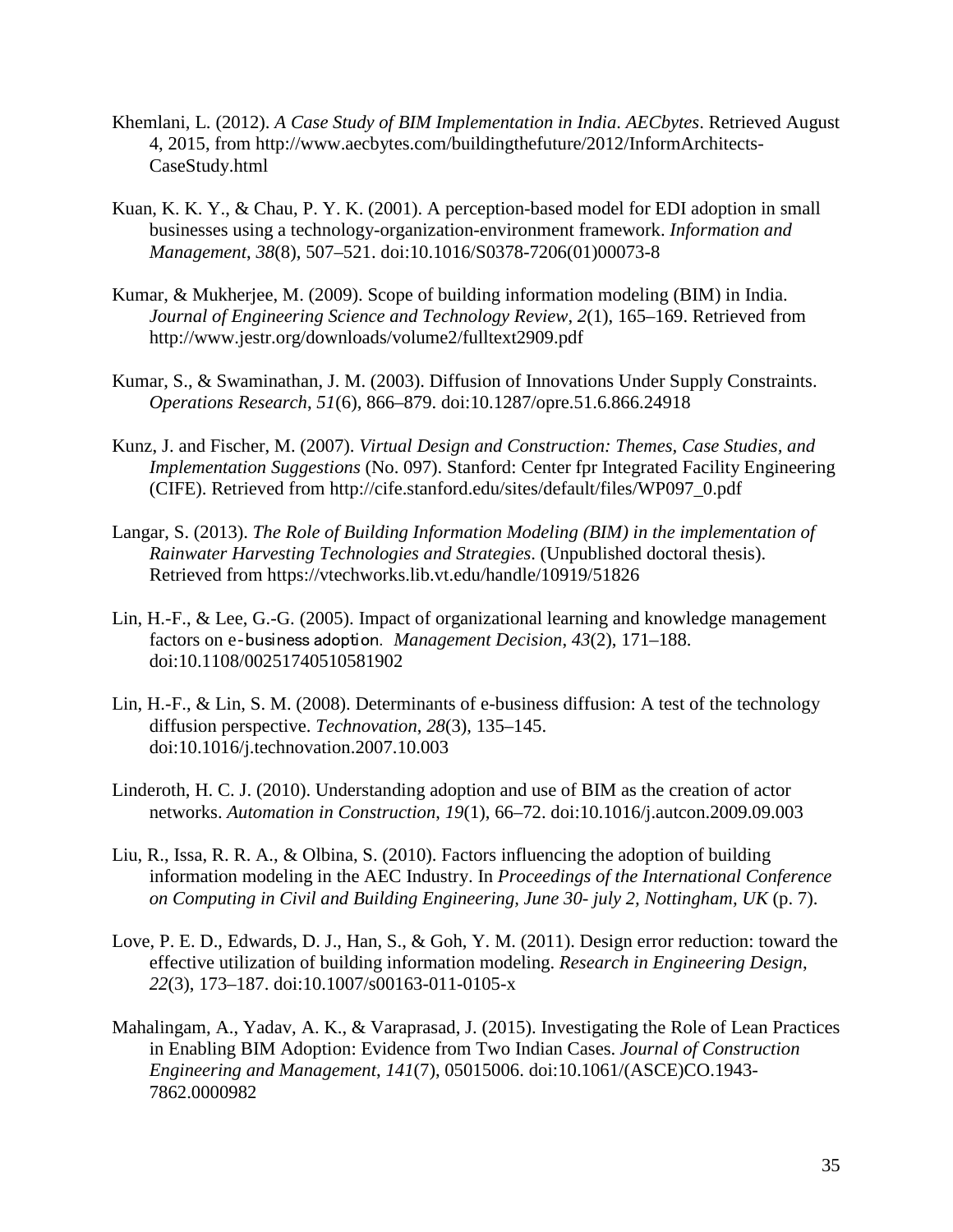Khemlani, L. (2012). *A Case Study of BIM Implementation in India*. *AECbytes*. Retrieved August 4, 2015, from http://www.aecbytes.com/buildingthefuture/2012/InformArchitects-CaseStudy.html

Kuan, K. K. Y., & Chau, P. Y. K. (2001). A perception-based model for EDI adoption in small businesses using a technology-organization-environment framework. *Information and Management*, *38*(8), 507–521. doi:10.1016/S0378-7206(01)00073-8

Kumar, & Mukherjee, M. (2009). Scope of building information modeling (BIM) in India. *Journal of Engineering Science and Technology Review*, *2*(1), 165–169. Retrieved from http://www.jestr.org/downloads/volume2/fulltext2909.pdf

Kumar, S., & Swaminathan, J. M. (2003). Diffusion of Innovations Under Supply Constraints. *Operations Research*, *51*(6), 866–879. doi:10.1287/opre.51.6.866.24918

Kunz, J. and Fischer, M. (2007). *Virtual Design and Construction: Themes, Case Studies, and Implementation Suggestions* (No. 097). Stanford: Center fpr Integrated Facility Engineering (CIFE). Retrieved from http://cife.stanford.edu/sites/default/files/WP097_0.pdf

Langar, S. (2013). *The Role of Building Information Modeling (BIM) in the implementation of Rainwater Harvesting Technologies and Strategies*. (Unpublished doctoral thesis). Retrieved from https://vtechworks.lib.vt.edu/handle/10919/51826

Lin, H.-F., & Lee, G.-G. (2005). Impact of organizational learning and knowledge management factors on e-business adoption. *Management Decision*, *43*(2), 171–188. doi:10.1108/00251740510581902

Lin, H.-F., & Lin, S. M. (2008). Determinants of e-business diffusion: A test of the technology diffusion perspective. *Technovation*, *28*(3), 135–145. doi:10.1016/j.technovation.2007.10.003

Linderoth, H. C. J. (2010). Understanding adoption and use of BIM as the creation of actor networks. *Automation in Construction*, *19*(1), 66–72. doi:10.1016/j.autcon.2009.09.003

Liu, R., Issa, R. R. A., & Olbina, S. (2010). Factors influencing the adoption of building information modeling in the AEC Industry. In *Proceedings of the International Conference on Computing in Civil and Building Engineering, June 30- july 2, Nottingham, UK* (p. 7).

Love, P. E. D., Edwards, D. J., Han, S., & Goh, Y. M. (2011). Design error reduction: toward the effective utilization of building information modeling. *Research in Engineering Design*, *22*(3), 173–187. doi:10.1007/s00163-011-0105-x

Mahalingam, A., Yadav, A. K., & Varaprasad, J. (2015). Investigating the Role of Lean Practices in Enabling BIM Adoption: Evidence from Two Indian Cases. *Journal of Construction Engineering and Management*, *141*(7), 05015006. doi:10.1061/(ASCE)CO.1943-7862.0000982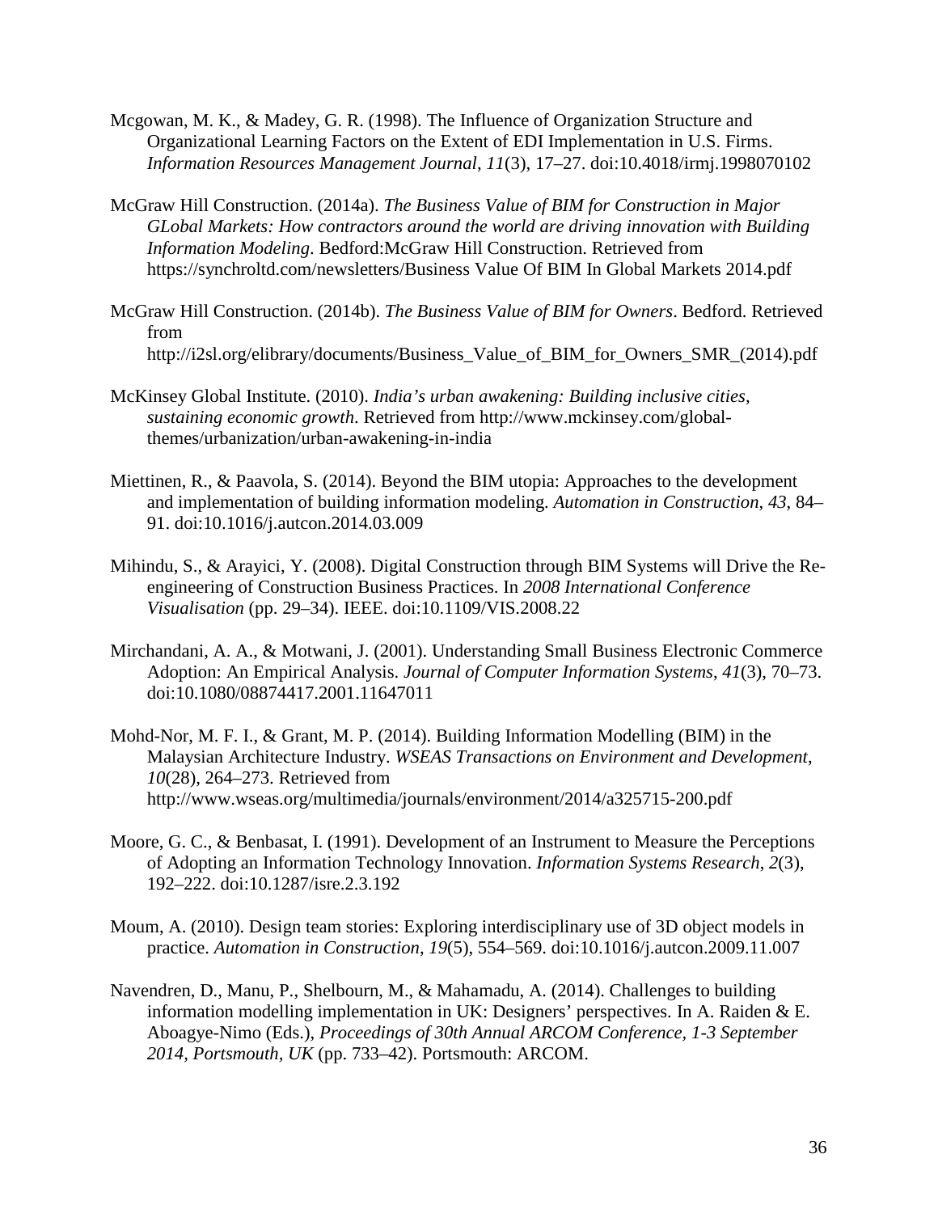Mcgowan, M. K., & Madey, G. R. (1998). The Influence of Organization Structure and Organizational Learning Factors on the Extent of EDI Implementation in U.S. Firms. *Information Resources Management Journal*, *11*(3), 17–27. doi:10.4018/irmj.1998070102

McGraw Hill Construction. (2014a). *The Business Value of BIM for Construction in Major GLobal Markets: How contractors around the world are driving innovation with Building Information Modeling*. Bedford:McGraw Hill Construction. Retrieved from https://synchroltd.com/newsletters/Business Value Of BIM In Global Markets 2014.pdf

McGraw Hill Construction. (2014b). *The Business Value of BIM for Owners*. Bedford. Retrieved from http://i2sl.org/elibrary/documents/Business_Value_of_BIM_for_Owners_SMR_(2014).pdf

McKinsey Global Institute. (2010). *India's urban awakening: Building inclusive cities, sustaining economic growth*. Retrieved from http://www.mckinsey.com/global-themes/urbanization/urban-awakening-in-india

Miettinen, R., & Paavola, S. (2014). Beyond the BIM utopia: Approaches to the development and implementation of building information modeling. *Automation in Construction*, *43*, 84–91. doi:10.1016/j.autcon.2014.03.009

Mihindu, S., & Arayici, Y. (2008). Digital Construction through BIM Systems will Drive the Re-engineering of Construction Business Practices. In *2008 International Conference Visualisation* (pp. 29–34). IEEE. doi:10.1109/VIS.2008.22

Mirchandani, A. A., & Motwani, J. (2001). Understanding Small Business Electronic Commerce Adoption: An Empirical Analysis. *Journal of Computer Information Systems*, *41*(3), 70–73. doi:10.1080/08874417.2001.11647011

Mohd-Nor, M. F. I., & Grant, M. P. (2014). Building Information Modelling (BIM) in the Malaysian Architecture Industry. *WSEAS Transactions on Environment and Development*, *10*(28), 264–273. Retrieved from http://www.wseas.org/multimedia/journals/environment/2014/a325715-200.pdf

Moore, G. C., & Benbasat, I. (1991). Development of an Instrument to Measure the Perceptions of Adopting an Information Technology Innovation. *Information Systems Research*, *2*(3), 192–222. doi:10.1287/isre.2.3.192

Moum, A. (2010). Design team stories: Exploring interdisciplinary use of 3D object models in practice. *Automation in Construction*, *19*(5), 554–569. doi:10.1016/j.autcon.2009.11.007

Navendren, D., Manu, P., Shelbourn, M., & Mahamadu, A. (2014). Challenges to building information modelling implementation in UK: Designers' perspectives. In A. Raiden & E. Aboagye-Nimo (Eds.), *Proceedings of 30th Annual ARCOM Conference, 1-3 September 2014, Portsmouth, UK* (pp. 733–42). Portsmouth: ARCOM.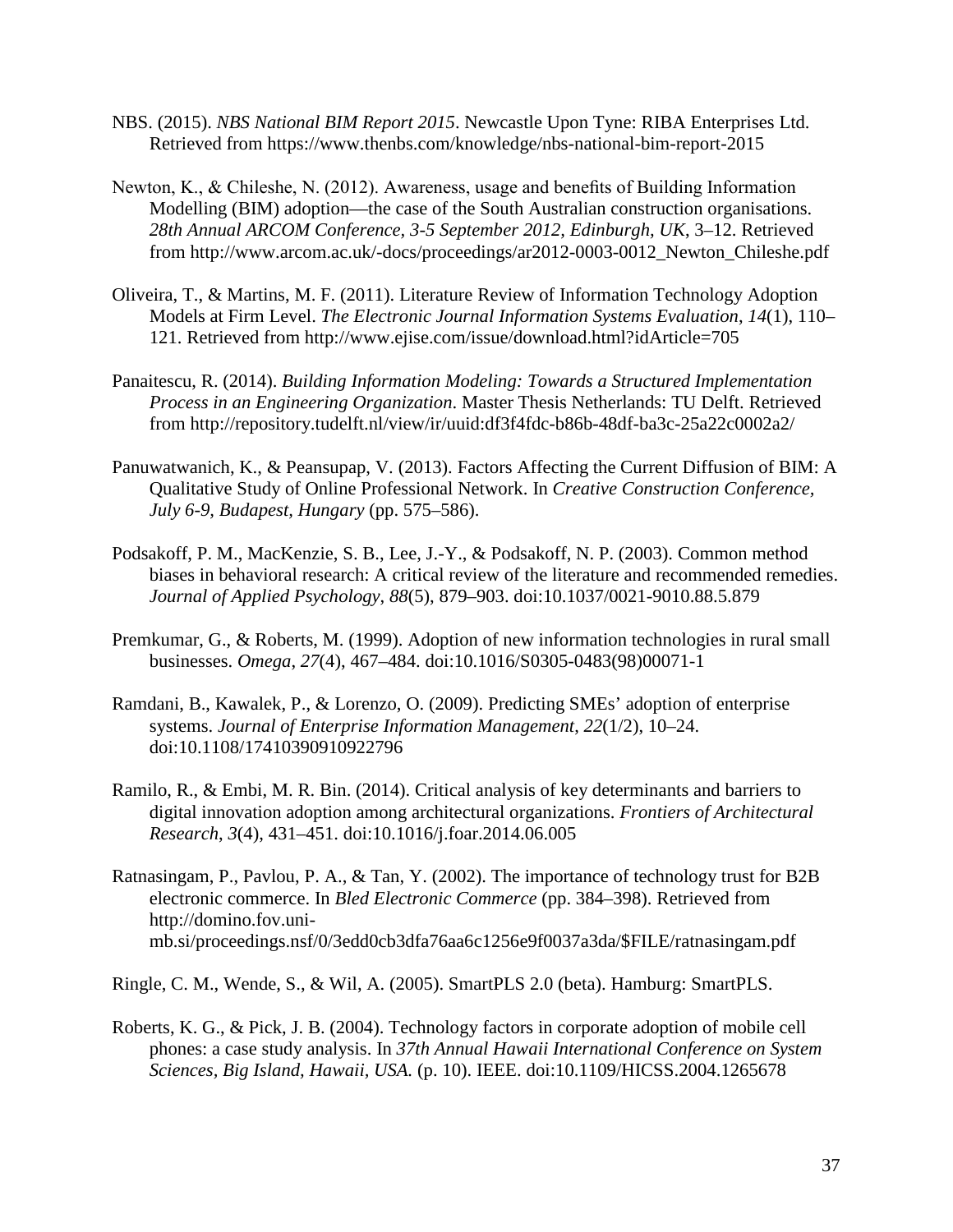NBS. (2015). *NBS National BIM Report 2015*. Newcastle Upon Tyne: RIBA Enterprises Ltd. Retrieved from https://www.thenbs.com/knowledge/nbs-national-bim-report-2015

Newton, K., & Chileshe, N. (2012). Awareness, usage and benefits of Building Information Modelling (BIM) adoption—the case of the South Australian construction organisations. *28th Annual ARCOM Conference, 3-5 September 2012, Edinburgh, UK*, 3–12. Retrieved from http://www.arcom.ac.uk/-docs/proceedings/ar2012-0003-0012_Newton_Chileshe.pdf

Oliveira, T., & Martins, M. F. (2011). Literature Review of Information Technology Adoption Models at Firm Level. *The Electronic Journal Information Systems Evaluation*, *14*(1), 110–121. Retrieved from http://www.ejise.com/issue/download.html?idArticle=705

Panaitescu, R. (2014). *Building Information Modeling: Towards a Structured Implementation Process in an Engineering Organization*. Master Thesis Netherlands: TU Delft. Retrieved from http://repository.tudelft.nl/view/ir/uuid:df3f4fdc-b86b-48df-ba3c-25a22c0002a2/

Panuwatwanich, K., & Peansupap, V. (2013). Factors Affecting the Current Diffusion of BIM: A Qualitative Study of Online Professional Network. In *Creative Construction Conference, July 6-9, Budapest, Hungary* (pp. 575–586).

Podsakoff, P. M., MacKenzie, S. B., Lee, J.-Y., & Podsakoff, N. P. (2003). Common method biases in behavioral research: A critical review of the literature and recommended remedies. *Journal of Applied Psychology*, *88*(5), 879–903. doi:10.1037/0021-9010.88.5.879

Premkumar, G., & Roberts, M. (1999). Adoption of new information technologies in rural small businesses. *Omega*, *27*(4), 467–484. doi:10.1016/S0305-0483(98)00071-1

Ramdani, B., Kawalek, P., & Lorenzo, O. (2009). Predicting SMEs' adoption of enterprise systems. *Journal of Enterprise Information Management*, *22*(1/2), 10–24. doi:10.1108/17410390910922796

Ramilo, R., & Embi, M. R. Bin. (2014). Critical analysis of key determinants and barriers to digital innovation adoption among architectural organizations. *Frontiers of Architectural Research*, *3*(4), 431–451. doi:10.1016/j.foar.2014.06.005

Ratnasingam, P., Pavlou, P. A., & Tan, Y. (2002). The importance of technology trust for B2B electronic commerce. In *Bled Electronic Commerce* (pp. 384–398). Retrieved from http://domino.fov.uni-mb.si/proceedings.nsf/0/3edd0cb3dfa76aa6c1256e9f0037a3da/$FILE/ratnasingam.pdf

Ringle, C. M., Wende, S., & Wil, A. (2005). SmartPLS 2.0 (beta). Hamburg: SmartPLS.

Roberts, K. G., & Pick, J. B. (2004). Technology factors in corporate adoption of mobile cell phones: a case study analysis. In *37th Annual Hawaii International Conference on System Sciences, Big Island, Hawaii, USA.* (p. 10). IEEE. doi:10.1109/HICSS.2004.1265678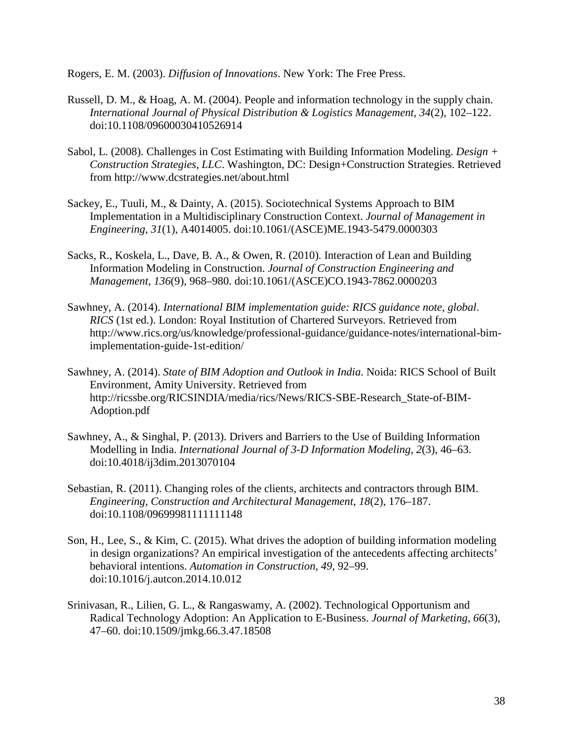Rogers, E. M. (2003). *Diffusion of Innovations*. New York: The Free Press.

Russell, D. M., & Hoag, A. M. (2004). People and information technology in the supply chain. *International Journal of Physical Distribution & Logistics Management*, *34*(2), 102–122. doi:10.1108/09600030410526914

Sabol, L. (2008). Challenges in Cost Estimating with Building Information Modeling. *Design + Construction Strategies, LLC*. Washington, DC: Design+Construction Strategies. Retrieved from http://www.dcstrategies.net/about.html

Sackey, E., Tuuli, M., & Dainty, A. (2015). Sociotechnical Systems Approach to BIM Implementation in a Multidisciplinary Construction Context. *Journal of Management in Engineering*, *31*(1), A4014005. doi:10.1061/(ASCE)ME.1943-5479.0000303

Sacks, R., Koskela, L., Dave, B. A., & Owen, R. (2010). Interaction of Lean and Building Information Modeling in Construction. *Journal of Construction Engineering and Management*, *136*(9), 968–980. doi:10.1061/(ASCE)CO.1943-7862.0000203

Sawhney, A. (2014). *International BIM implementation guide: RICS guidance note, global*. *RICS* (1st ed.). London: Royal Institution of Chartered Surveyors. Retrieved from http://www.rics.org/us/knowledge/professional-guidance/guidance-notes/international-bim-implementation-guide-1st-edition/

Sawhney, A. (2014). *State of BIM Adoption and Outlook in India*. Noida: RICS School of Built Environment, Amity University. Retrieved from http://ricssbe.org/RICSINDIA/media/rics/News/RICS-SBE-Research_State-of-BIM-Adoption.pdf

Sawhney, A., & Singhal, P. (2013). Drivers and Barriers to the Use of Building Information Modelling in India. *International Journal of 3-D Information Modeling*, *2*(3), 46–63. doi:10.4018/ij3dim.2013070104

Sebastian, R. (2011). Changing roles of the clients, architects and contractors through BIM. *Engineering, Construction and Architectural Management*, *18*(2), 176–187. doi:10.1108/09699981111111148

Son, H., Lee, S., & Kim, C. (2015). What drives the adoption of building information modeling in design organizations? An empirical investigation of the antecedents affecting architects' behavioral intentions. *Automation in Construction*, *49*, 92–99. doi:10.1016/j.autcon.2014.10.012

Srinivasan, R., Lilien, G. L., & Rangaswamy, A. (2002). Technological Opportunism and Radical Technology Adoption: An Application to E-Business. *Journal of Marketing*, *66*(3), 47–60. doi:10.1509/jmkg.66.3.47.18508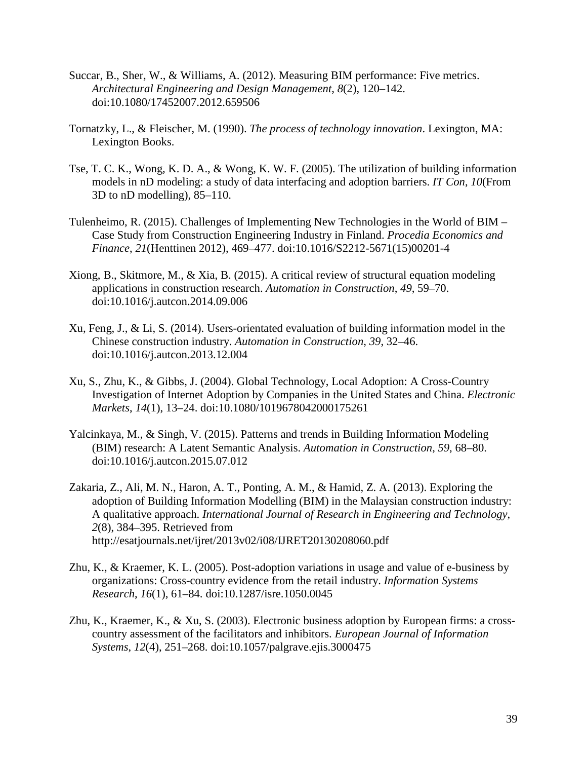Succar, B., Sher, W., & Williams, A. (2012). Measuring BIM performance: Five metrics. *Architectural Engineering and Design Management*, *8*(2), 120–142. doi:10.1080/17452007.2012.659506

Tornatzky, L., & Fleischer, M. (1990). *The process of technology innovation*. Lexington, MA: Lexington Books.

Tse, T. C. K., Wong, K. D. A., & Wong, K. W. F. (2005). The utilization of building information models in nD modeling: a study of data interfacing and adoption barriers. *IT Con*, *10*(From 3D to nD modelling), 85–110.

Tulenheimo, R. (2015). Challenges of Implementing New Technologies in the World of BIM – Case Study from Construction Engineering Industry in Finland. *Procedia Economics and Finance*, *21*(Henttinen 2012), 469–477. doi:10.1016/S2212-5671(15)00201-4

Xiong, B., Skitmore, M., & Xia, B. (2015). A critical review of structural equation modeling applications in construction research. *Automation in Construction*, *49*, 59–70. doi:10.1016/j.autcon.2014.09.006

Xu, Feng, J., & Li, S. (2014). Users-orientated evaluation of building information model in the Chinese construction industry. *Automation in Construction*, *39*, 32–46. doi:10.1016/j.autcon.2013.12.004

Xu, S., Zhu, K., & Gibbs, J. (2004). Global Technology, Local Adoption: A Cross-Country Investigation of Internet Adoption by Companies in the United States and China. *Electronic Markets*, *14*(1), 13–24. doi:10.1080/1019678042000175261

Yalcinkaya, M., & Singh, V. (2015). Patterns and trends in Building Information Modeling (BIM) research: A Latent Semantic Analysis. *Automation in Construction*, *59*, 68–80. doi:10.1016/j.autcon.2015.07.012

Zakaria, Z., Ali, M. N., Haron, A. T., Ponting, A. M., & Hamid, Z. A. (2013). Exploring the adoption of Building Information Modelling (BIM) in the Malaysian construction industry: A qualitative approach. *International Journal of Research in Engineering and Technology*, *2*(8), 384–395. Retrieved from http://esatjournals.net/ijret/2013v02/i08/IJRET20130208060.pdf

Zhu, K., & Kraemer, K. L. (2005). Post-adoption variations in usage and value of e-business by organizations: Cross-country evidence from the retail industry. *Information Systems Research*, *16*(1), 61–84. doi:10.1287/isre.1050.0045

Zhu, K., Kraemer, K., & Xu, S. (2003). Electronic business adoption by European firms: a cross-country assessment of the facilitators and inhibitors. *European Journal of Information Systems*, *12*(4), 251–268. doi:10.1057/palgrave.ejis.3000475